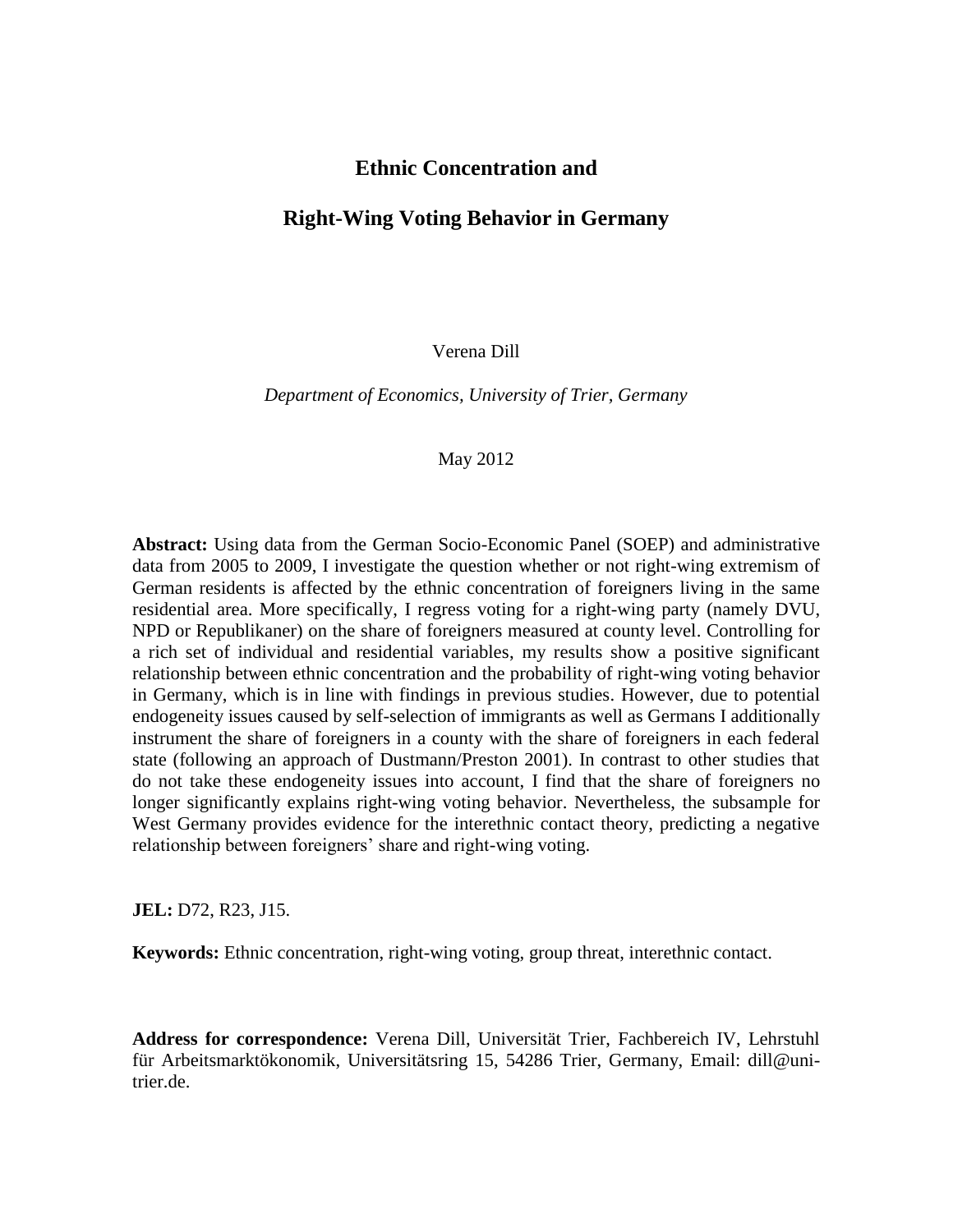# Ethnic Concentration and

# Right-Wing Voting Behavior in Germany

Verena Dill

*Department of Economics, University of Trier, Germany*

May 2012

**Abstract:** Using data from the German Socio-Economic Panel (SOEP) and administrative data from 2005 to 2009, I investigate the question whether or not right-wing extremism of German residents is affected by the ethnic concentration of foreigners living in the same residential area. More specifically, I regress voting for a right-wing party (namely DVU, NPD or Republikaner) on the share of foreigners measured at county level. Controlling for a rich set of individual and residential variables, my results show a positive significant relationship between ethnic concentration and the probability of right-wing voting behavior in Germany, which is in line with findings in previous studies. However, due to potential endogeneity issues caused by self-selection of immigrants as well as Germans I additionally instrument the share of foreigners in a county with the share of foreigners in each federal state (following an approach of Dustmann/Preston 2001). In contrast to other studies that do not take these endogeneity issues into account, I find that the share of foreigners no longer significantly explains right-wing voting behavior. Nevertheless, the subsample for West Germany provides evidence for the interethnic contact theory, predicting a negative relationship between foreigners' share and right-wing voting.

**JEL:** D72, R23, J15.

**Keywords:** Ethnic concentration, right-wing voting, group threat, interethnic contact.

**Address for correspondence:** Verena Dill, Universität Trier, Fachbereich IV, Lehrstuhl für Arbeitsmarktökonomik, Universitätsring 15, 54286 Trier, Germany, Email: dill@uni-trier.de.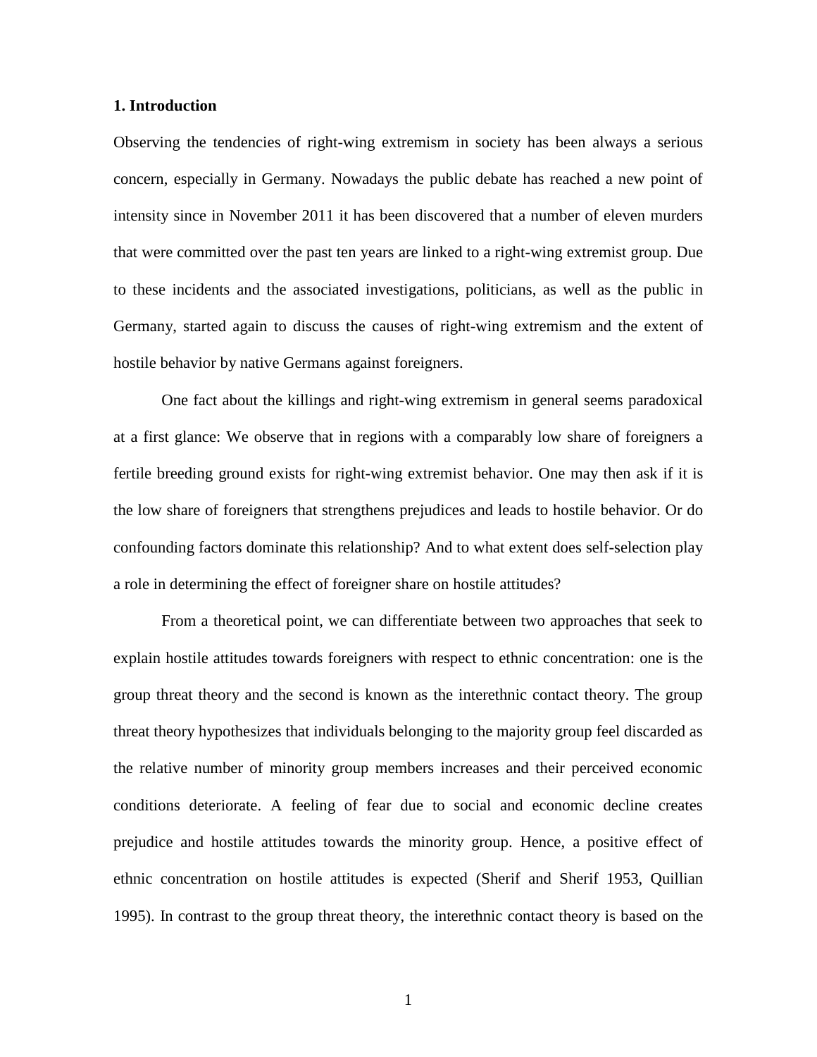## 1. Introduction

Observing the tendencies of right-wing extremism in society has been always a serious concern, especially in Germany. Nowadays the public debate has reached a new point of intensity since in November 2011 it has been discovered that a number of eleven murders that were committed over the past ten years are linked to a right-wing extremist group. Due to these incidents and the associated investigations, politicians, as well as the public in Germany, started again to discuss the causes of right-wing extremism and the extent of hostile behavior by native Germans against foreigners.

One fact about the killings and right-wing extremism in general seems paradoxical at a first glance: We observe that in regions with a comparably low share of foreigners a fertile breeding ground exists for right-wing extremist behavior. One may then ask if it is the low share of foreigners that strengthens prejudices and leads to hostile behavior. Or do confounding factors dominate this relationship? And to what extent does self-selection play a role in determining the effect of foreigner share on hostile attitudes?

From a theoretical point, we can differentiate between two approaches that seek to explain hostile attitudes towards foreigners with respect to ethnic concentration: one is the group threat theory and the second is known as the interethnic contact theory. The group threat theory hypothesizes that individuals belonging to the majority group feel discarded as the relative number of minority group members increases and their perceived economic conditions deteriorate. A feeling of fear due to social and economic decline creates prejudice and hostile attitudes towards the minority group. Hence, a positive effect of ethnic concentration on hostile attitudes is expected (Sherif and Sherif 1953, Quillian 1995). In contrast to the group threat theory, the interethnic contact theory is based on the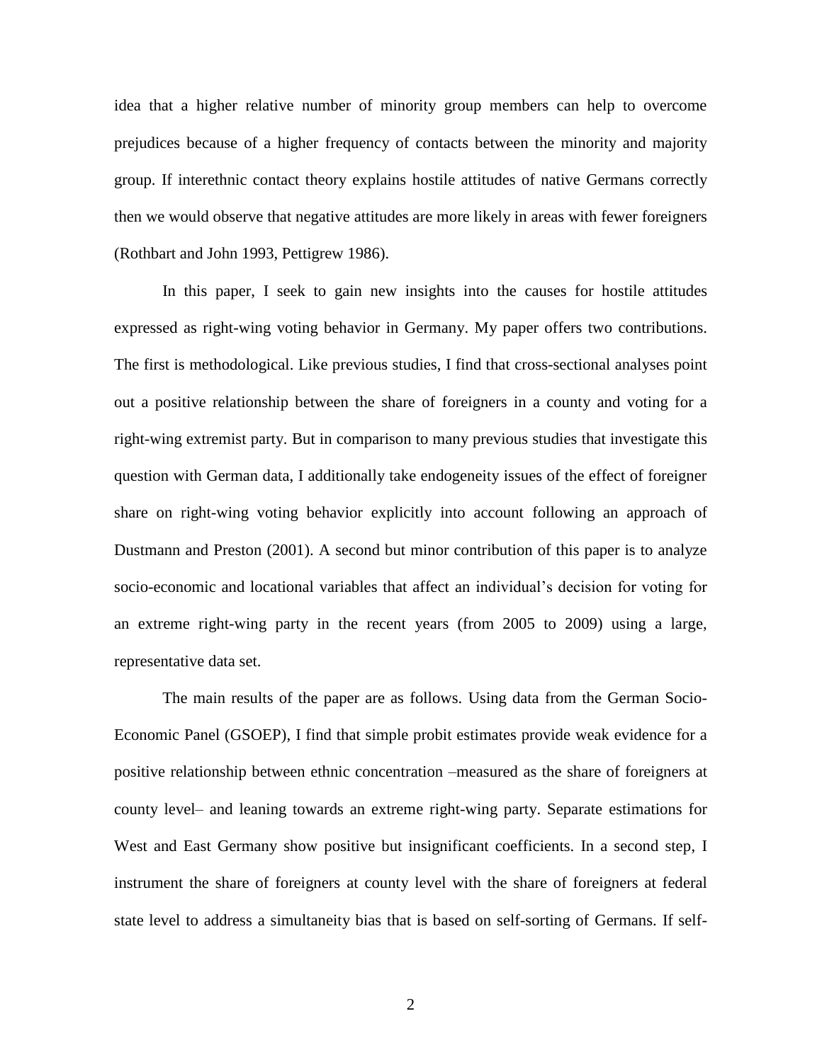idea that a higher relative number of minority group members can help to overcome prejudices because of a higher frequency of contacts between the minority and majority group. If interethnic contact theory explains hostile attitudes of native Germans correctly then we would observe that negative attitudes are more likely in areas with fewer foreigners (Rothbart and John 1993, Pettigrew 1986).

In this paper, I seek to gain new insights into the causes for hostile attitudes expressed as right-wing voting behavior in Germany. My paper offers two contributions. The first is methodological. Like previous studies, I find that cross-sectional analyses point out a positive relationship between the share of foreigners in a county and voting for a right-wing extremist party. But in comparison to many previous studies that investigate this question with German data, I additionally take endogeneity issues of the effect of foreigner share on right-wing voting behavior explicitly into account following an approach of Dustmann and Preston (2001). A second but minor contribution of this paper is to analyze socio-economic and locational variables that affect an individual's decision for voting for an extreme right-wing party in the recent years (from 2005 to 2009) using a large, representative data set.

The main results of the paper are as follows. Using data from the German Socio-Economic Panel (GSOEP), I find that simple probit estimates provide weak evidence for a positive relationship between ethnic concentration –measured as the share of foreigners at county level– and leaning towards an extreme right-wing party. Separate estimations for West and East Germany show positive but insignificant coefficients. In a second step, I instrument the share of foreigners at county level with the share of foreigners at federal state level to address a simultaneity bias that is based on self-sorting of Germans. If self-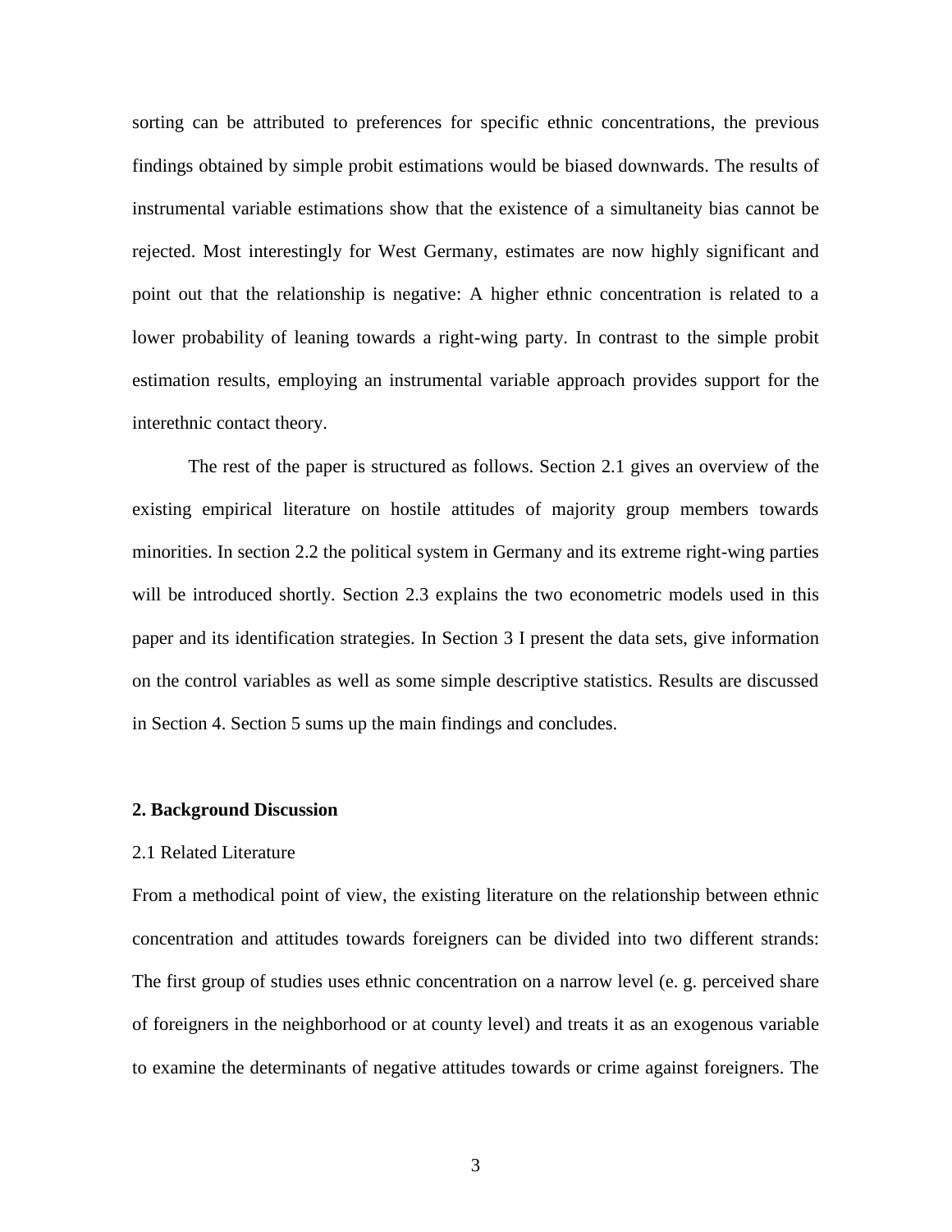sorting can be attributed to preferences for specific ethnic concentrations, the previous findings obtained by simple probit estimations would be biased downwards. The results of instrumental variable estimations show that the existence of a simultaneity bias cannot be rejected. Most interestingly for West Germany, estimates are now highly significant and point out that the relationship is negative: A higher ethnic concentration is related to a lower probability of leaning towards a right-wing party. In contrast to the simple probit estimation results, employing an instrumental variable approach provides support for the interethnic contact theory.

The rest of the paper is structured as follows. Section 2.1 gives an overview of the existing empirical literature on hostile attitudes of majority group members towards minorities. In section 2.2 the political system in Germany and its extreme right-wing parties will be introduced shortly. Section 2.3 explains the two econometric models used in this paper and its identification strategies. In Section 3 I present the data sets, give information on the control variables as well as some simple descriptive statistics. Results are discussed in Section 4. Section 5 sums up the main findings and concludes.

## 2. Background Discussion

### 2.1 Related Literature

From a methodical point of view, the existing literature on the relationship between ethnic concentration and attitudes towards foreigners can be divided into two different strands: The first group of studies uses ethnic concentration on a narrow level (e. g. perceived share of foreigners in the neighborhood or at county level) and treats it as an exogenous variable to examine the determinants of negative attitudes towards or crime against foreigners. The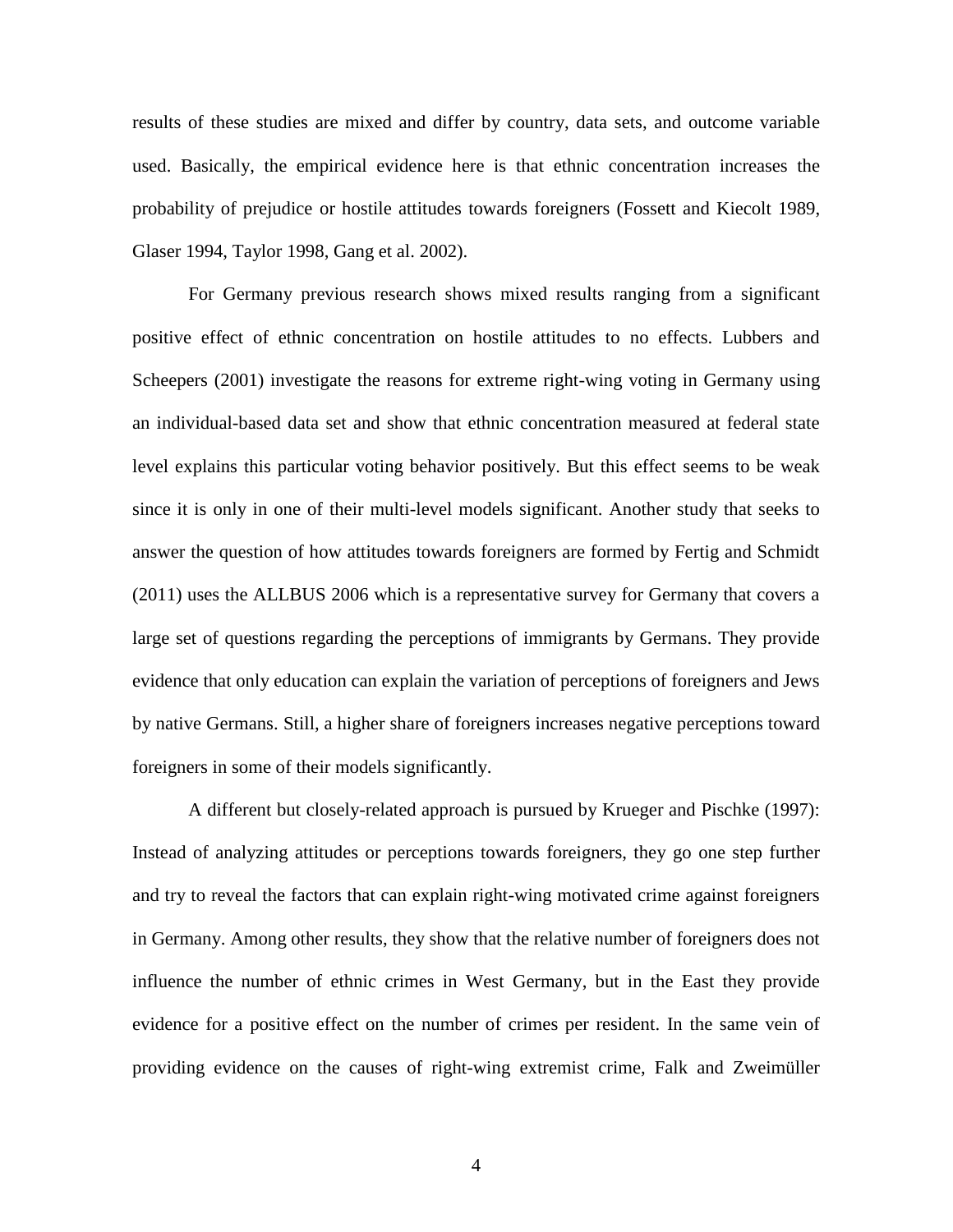results of these studies are mixed and differ by country, data sets, and outcome variable used. Basically, the empirical evidence here is that ethnic concentration increases the probability of prejudice or hostile attitudes towards foreigners (Fossett and Kiecolt 1989, Glaser 1994, Taylor 1998, Gang et al. 2002).

For Germany previous research shows mixed results ranging from a significant positive effect of ethnic concentration on hostile attitudes to no effects. Lubbers and Scheepers (2001) investigate the reasons for extreme right-wing voting in Germany using an individual-based data set and show that ethnic concentration measured at federal state level explains this particular voting behavior positively. But this effect seems to be weak since it is only in one of their multi-level models significant. Another study that seeks to answer the question of how attitudes towards foreigners are formed by Fertig and Schmidt (2011) uses the ALLBUS 2006 which is a representative survey for Germany that covers a large set of questions regarding the perceptions of immigrants by Germans. They provide evidence that only education can explain the variation of perceptions of foreigners and Jews by native Germans. Still, a higher share of foreigners increases negative perceptions toward foreigners in some of their models significantly.

A different but closely-related approach is pursued by Krueger and Pischke (1997): Instead of analyzing attitudes or perceptions towards foreigners, they go one step further and try to reveal the factors that can explain right-wing motivated crime against foreigners in Germany. Among other results, they show that the relative number of foreigners does not influence the number of ethnic crimes in West Germany, but in the East they provide evidence for a positive effect on the number of crimes per resident. In the same vein of providing evidence on the causes of right-wing extremist crime, Falk and Zweimüller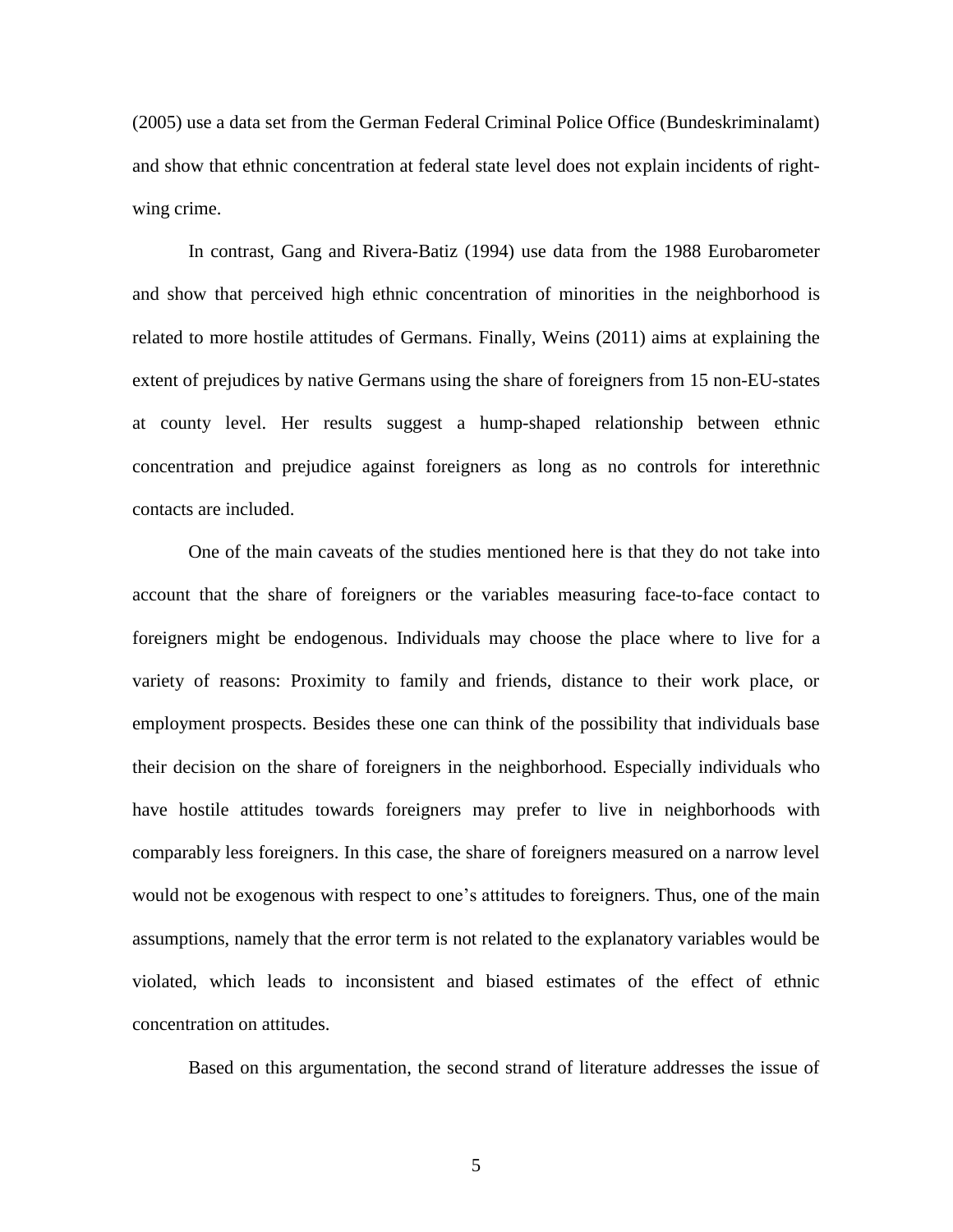(2005) use a data set from the German Federal Criminal Police Office (Bundeskriminalamt) and show that ethnic concentration at federal state level does not explain incidents of right-wing crime.

In contrast, Gang and Rivera-Batiz (1994) use data from the 1988 Eurobarometer and show that perceived high ethnic concentration of minorities in the neighborhood is related to more hostile attitudes of Germans. Finally, Weins (2011) aims at explaining the extent of prejudices by native Germans using the share of foreigners from 15 non-EU-states at county level. Her results suggest a hump-shaped relationship between ethnic concentration and prejudice against foreigners as long as no controls for interethnic contacts are included.

One of the main caveats of the studies mentioned here is that they do not take into account that the share of foreigners or the variables measuring face-to-face contact to foreigners might be endogenous. Individuals may choose the place where to live for a variety of reasons: Proximity to family and friends, distance to their work place, or employment prospects. Besides these one can think of the possibility that individuals base their decision on the share of foreigners in the neighborhood. Especially individuals who have hostile attitudes towards foreigners may prefer to live in neighborhoods with comparably less foreigners. In this case, the share of foreigners measured on a narrow level would not be exogenous with respect to one's attitudes to foreigners. Thus, one of the main assumptions, namely that the error term is not related to the explanatory variables would be violated, which leads to inconsistent and biased estimates of the effect of ethnic concentration on attitudes.

Based on this argumentation, the second strand of literature addresses the issue of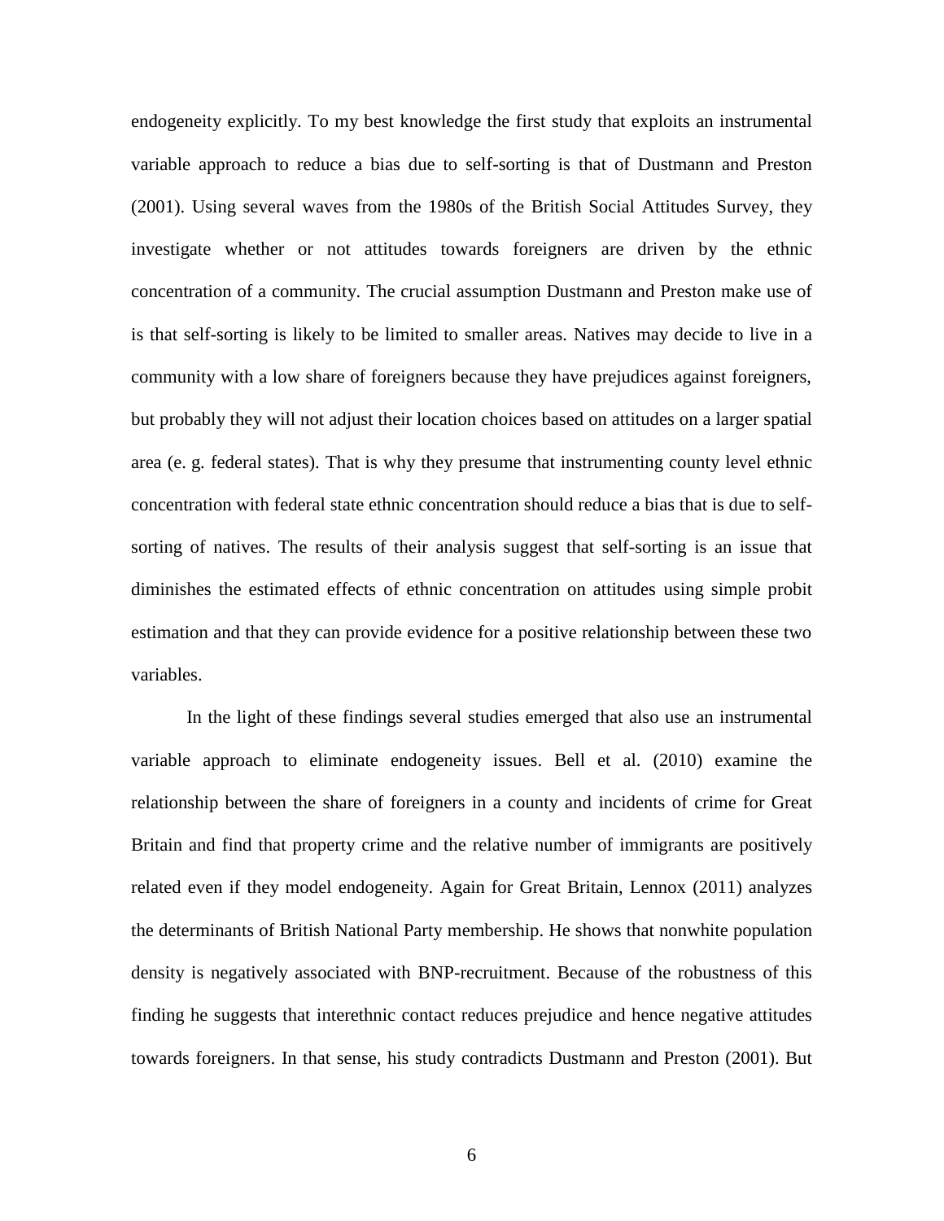endogeneity explicitly. To my best knowledge the first study that exploits an instrumental variable approach to reduce a bias due to self-sorting is that of Dustmann and Preston (2001). Using several waves from the 1980s of the British Social Attitudes Survey, they investigate whether or not attitudes towards foreigners are driven by the ethnic concentration of a community. The crucial assumption Dustmann and Preston make use of is that self-sorting is likely to be limited to smaller areas. Natives may decide to live in a community with a low share of foreigners because they have prejudices against foreigners, but probably they will not adjust their location choices based on attitudes on a larger spatial area (e. g. federal states). That is why they presume that instrumenting county level ethnic concentration with federal state ethnic concentration should reduce a bias that is due to self-sorting of natives. The results of their analysis suggest that self-sorting is an issue that diminishes the estimated effects of ethnic concentration on attitudes using simple probit estimation and that they can provide evidence for a positive relationship between these two variables.

In the light of these findings several studies emerged that also use an instrumental variable approach to eliminate endogeneity issues. Bell et al. (2010) examine the relationship between the share of foreigners in a county and incidents of crime for Great Britain and find that property crime and the relative number of immigrants are positively related even if they model endogeneity. Again for Great Britain, Lennox (2011) analyzes the determinants of British National Party membership. He shows that nonwhite population density is negatively associated with BNP-recruitment. Because of the robustness of this finding he suggests that interethnic contact reduces prejudice and hence negative attitudes towards foreigners. In that sense, his study contradicts Dustmann and Preston (2001). But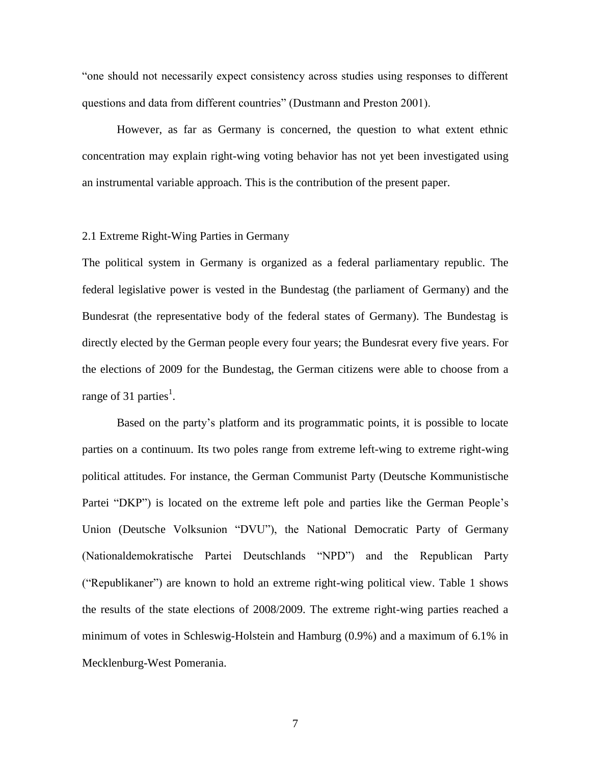"one should not necessarily expect consistency across studies using responses to different questions and data from different countries" (Dustmann and Preston 2001).

However, as far as Germany is concerned, the question to what extent ethnic concentration may explain right-wing voting behavior has not yet been investigated using an instrumental variable approach. This is the contribution of the present paper.

## 2.1 Extreme Right-Wing Parties in Germany

The political system in Germany is organized as a federal parliamentary republic. The federal legislative power is vested in the Bundestag (the parliament of Germany) and the Bundesrat (the representative body of the federal states of Germany). The Bundestag is directly elected by the German people every four years; the Bundesrat every five years. For the elections of 2009 for the Bundestag, the German citizens were able to choose from a range of 31 parties[1].

Based on the party's platform and its programmatic points, it is possible to locate parties on a continuum. Its two poles range from extreme left-wing to extreme right-wing political attitudes. For instance, the German Communist Party (Deutsche Kommunistische Partei "DKP") is located on the extreme left pole and parties like the German People's Union (Deutsche Volksunion "DVU"), the National Democratic Party of Germany (Nationaldemokratische Partei Deutschlands "NPD") and the Republican Party ("Republikaner") are known to hold an extreme right-wing political view. Table 1 shows the results of the state elections of 2008/2009. The extreme right-wing parties reached a minimum of votes in Schleswig-Holstein and Hamburg (0.9%) and a maximum of 6.1% in Mecklenburg-West Pomerania.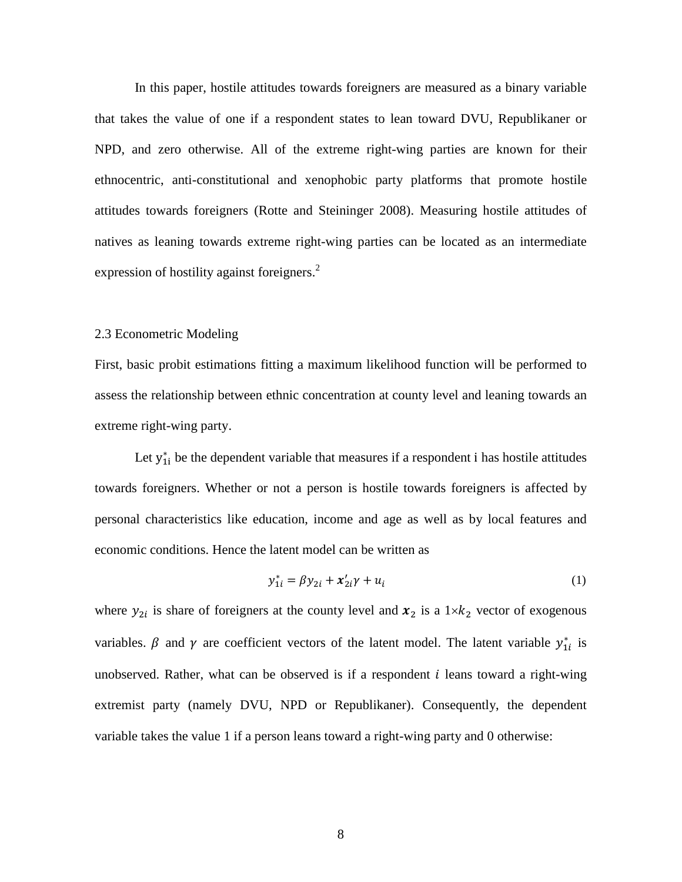In this paper, hostile attitudes towards foreigners are measured as a binary variable that takes the value of one if a respondent states to lean toward DVU, Republikaner or NPD, and zero otherwise. All of the extreme right-wing parties are known for their ethnocentric, anti-constitutional and xenophobic party platforms that promote hostile attitudes towards foreigners (Rotte and Steininger 2008). Measuring hostile attitudes of natives as leaning towards extreme right-wing parties can be located as an intermediate expression of hostility against foreigners.[2]

### 2.3 Econometric Modeling

First, basic probit estimations fitting a maximum likelihood function will be performed to assess the relationship between ethnic concentration at county level and leaning towards an extreme right-wing party.

Let $y_{1i}^*$ be the dependent variable that measures if a respondent i has hostile attitudes towards foreigners. Whether or not a person is hostile towards foreigners is affected by personal characteristics like education, income and age as well as by local features and economic conditions. Hence the latent model can be written as

$$y_{1i}^* = \beta y_{2i} + \boldsymbol{x}_{2i}' \gamma + u_i \tag{1}$$

where $y_{2i}$ is share of foreigners at the county level and $\boldsymbol{x}_2$ is a $1 \times k_2$ vector of exogenous variables. $\beta$ and $\gamma$ are coefficient vectors of the latent model. The latent variable $y_{1i}^*$ is unobserved. Rather, what can be observed is if a respondent $i$ leans toward a right-wing extremist party (namely DVU, NPD or Republikaner). Consequently, the dependent variable takes the value 1 if a person leans toward a right-wing party and 0 otherwise: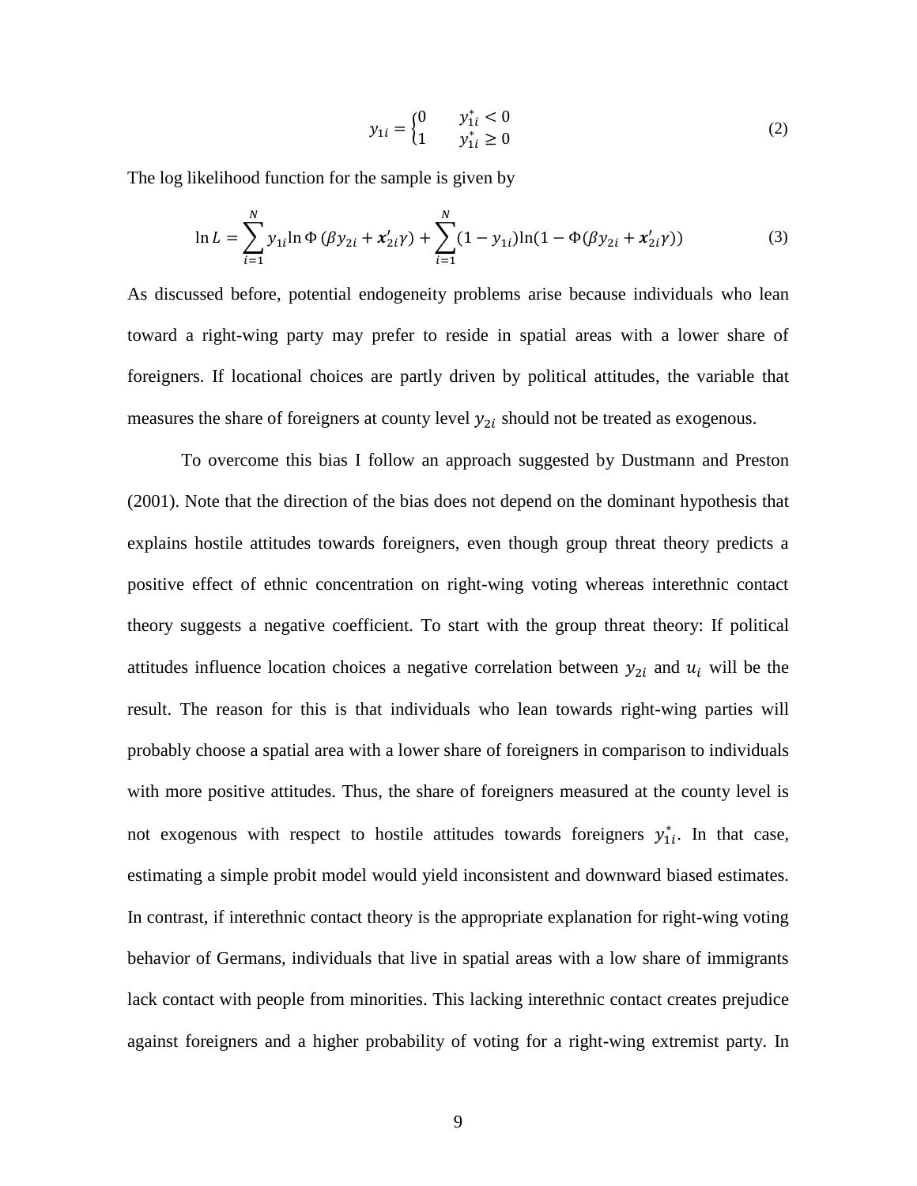$$y_{1i} = \begin{cases} 0 & y_{1i}^* < 0 \\ 1 & y_{1i}^* \geq 0 \end{cases} \tag{2}$$

The log likelihood function for the sample is given by

$$\ln L = \sum_{i=1}^{N} y_{1i} \ln \Phi\,(\beta y_{2i} + \boldsymbol{x}_{2i}'\gamma) + \sum_{i=1}^{N} (1 - y_{1i}) \ln(1 - \Phi(\beta y_{2i} + \boldsymbol{x}_{2i}'\gamma)) \tag{3}$$

As discussed before, potential endogeneity problems arise because individuals who lean toward a right-wing party may prefer to reside in spatial areas with a lower share of foreigners. If locational choices are partly driven by political attitudes, the variable that measures the share of foreigners at county level $y_{2i}$ should not be treated as exogenous.

To overcome this bias I follow an approach suggested by Dustmann and Preston (2001). Note that the direction of the bias does not depend on the dominant hypothesis that explains hostile attitudes towards foreigners, even though group threat theory predicts a positive effect of ethnic concentration on right-wing voting whereas interethnic contact theory suggests a negative coefficient. To start with the group threat theory: If political attitudes influence location choices a negative correlation between $y_{2i}$ and $u_i$ will be the result. The reason for this is that individuals who lean towards right-wing parties will probably choose a spatial area with a lower share of foreigners in comparison to individuals with more positive attitudes. Thus, the share of foreigners measured at the county level is not exogenous with respect to hostile attitudes towards foreigners $y_{1i}^*$. In that case, estimating a simple probit model would yield inconsistent and downward biased estimates. In contrast, if interethnic contact theory is the appropriate explanation for right-wing voting behavior of Germans, individuals that live in spatial areas with a low share of immigrants lack contact with people from minorities. This lacking interethnic contact creates prejudice against foreigners and a higher probability of voting for a right-wing extremist party. In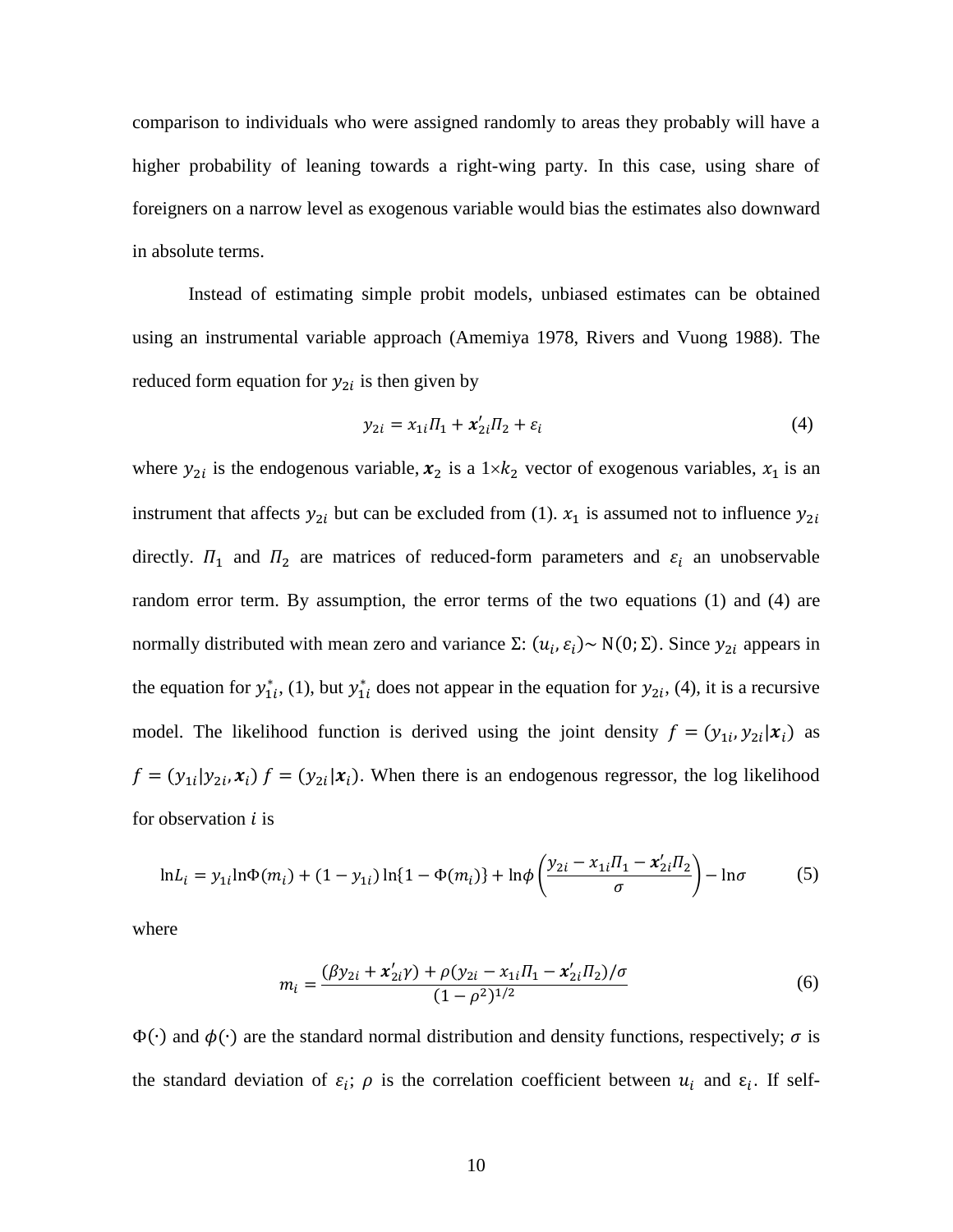comparison to individuals who were assigned randomly to areas they probably will have a higher probability of leaning towards a right-wing party. In this case, using share of foreigners on a narrow level as exogenous variable would bias the estimates also downward in absolute terms.

Instead of estimating simple probit models, unbiased estimates can be obtained using an instrumental variable approach (Amemiya 1978, Rivers and Vuong 1988). The reduced form equation for $y_{2i}$ is then given by

$$y_{2i} = x_{1i}\Pi_1 + \boldsymbol{x}'_{2i}\Pi_2 + \varepsilon_i \tag{4}$$

where $y_{2i}$ is the endogenous variable, $\boldsymbol{x}_2$ is a $1{\times}k_2$ vector of exogenous variables, $x_1$ is an instrument that affects $y_{2i}$ but can be excluded from (1). $x_1$ is assumed not to influence $y_{2i}$ directly. $\Pi_1$ and $\Pi_2$ are matrices of reduced-form parameters and $\varepsilon_i$ an unobservable random error term. By assumption, the error terms of the two equations (1) and (4) are normally distributed with mean zero and variance $\Sigma$: $(u_i, \varepsilon_i) \sim \mathrm{N}(0; \Sigma)$. Since $y_{2i}$ appears in the equation for $y^*_{1i}$, (1), but $y^*_{1i}$ does not appear in the equation for $y_{2i}$, (4), it is a recursive model. The likelihood function is derived using the joint density $f = (y_{1i}, y_{2i}|\boldsymbol{x}_i)$ as $f = (y_{1i}|y_{2i}, \boldsymbol{x}_i)\ f = (y_{2i}|\boldsymbol{x}_i)$. When there is an endogenous regressor, the log likelihood for observation $i$ is

$$\ln L_i = y_{1i}\ln\Phi(m_i) + (1 - y_{1i})\ln\{1 - \Phi(m_i)\} + \ln\phi\left(\frac{y_{2i} - x_{1i}\Pi_1 - \boldsymbol{x}'_{2i}\Pi_2}{\sigma}\right) - \ln\sigma \tag{5}$$

where

$$m_i = \frac{(\beta y_{2i} + \boldsymbol{x}'_{2i}\gamma) + \rho(y_{2i} - x_{1i}\Pi_1 - \boldsymbol{x}'_{2i}\Pi_2)/\sigma}{(1 - \rho^2)^{1/2}} \tag{6}$$

$\Phi(\cdot)$ and $\phi(\cdot)$ are the standard normal distribution and density functions, respectively; $\sigma$ is the standard deviation of $\varepsilon_i$; $\rho$ is the correlation coefficient between $u_i$ and $\varepsilon_i$. If self-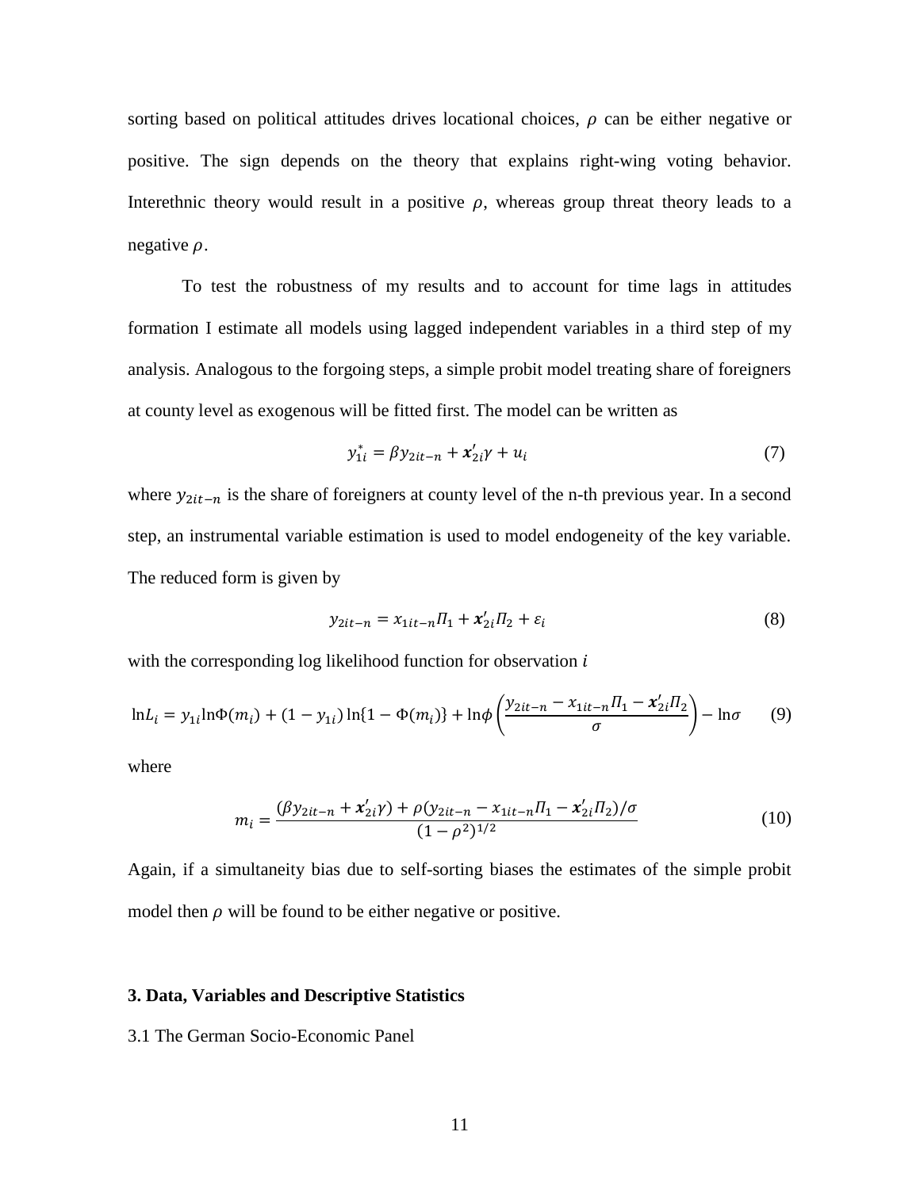sorting based on political attitudes drives locational choices, $\rho$ can be either negative or positive. The sign depends on the theory that explains right-wing voting behavior. Interethnic theory would result in a positive $\rho$, whereas group threat theory leads to a negative $\rho$.

To test the robustness of my results and to account for time lags in attitudes formation I estimate all models using lagged independent variables in a third step of my analysis. Analogous to the forgoing steps, a simple probit model treating share of foreigners at county level as exogenous will be fitted first. The model can be written as

$$y_{1i}^{*} = \beta y_{2it-n} + \boldsymbol{x}_{2i}'\gamma + u_i \tag{7}$$

where $y_{2it-n}$ is the share of foreigners at county level of the n-th previous year. In a second step, an instrumental variable estimation is used to model endogeneity of the key variable. The reduced form is given by

$$y_{2it-n} = x_{1it-n}\Pi_1 + \boldsymbol{x}_{2i}'\Pi_2 + \varepsilon_i \tag{8}$$

with the corresponding log likelihood function for observation $i$

$$\ln L_i = y_{1i}\ln\Phi(m_i) + (1 - y_{1i})\ln\{1 - \Phi(m_i)\} + \ln\phi\left(\frac{y_{2it-n} - x_{1it-n}\Pi_1 - \boldsymbol{x}_{2i}'\Pi_2}{\sigma}\right) - \ln\sigma \tag{9}$$

where

$$m_i = \frac{(\beta y_{2it-n} + \boldsymbol{x}_{2i}'\gamma) + \rho(y_{2it-n} - x_{1it-n}\Pi_1 - \boldsymbol{x}_{2i}'\Pi_2)/\sigma}{(1 - \rho^2)^{1/2}} \tag{10}$$

Again, if a simultaneity bias due to self-sorting biases the estimates of the simple probit model then $\rho$ will be found to be either negative or positive.

## 3. Data, Variables and Descriptive Statistics

### 3.1 The German Socio-Economic Panel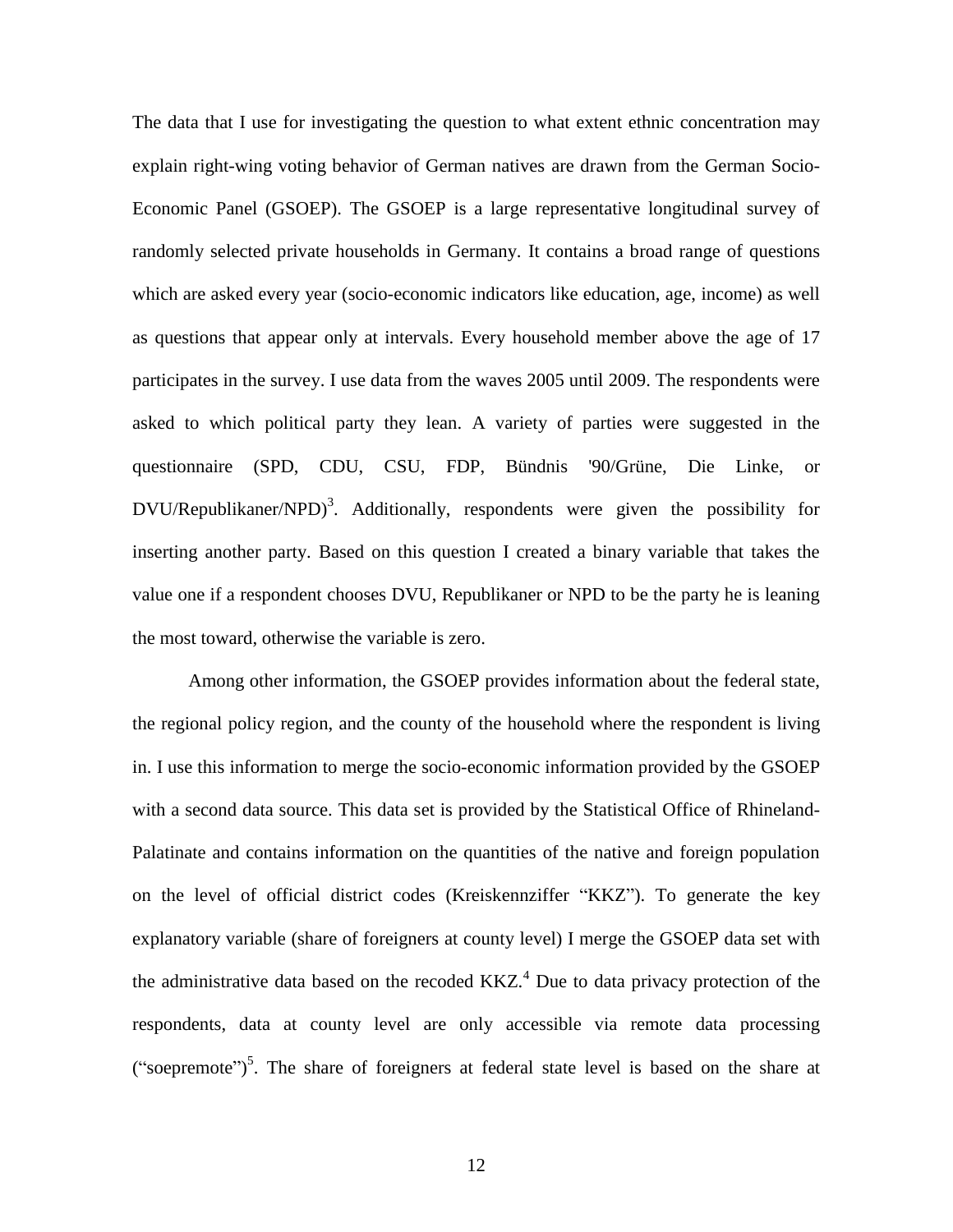The data that I use for investigating the question to what extent ethnic concentration may explain right-wing voting behavior of German natives are drawn from the German Socio-Economic Panel (GSOEP). The GSOEP is a large representative longitudinal survey of randomly selected private households in Germany. It contains a broad range of questions which are asked every year (socio-economic indicators like education, age, income) as well as questions that appear only at intervals. Every household member above the age of 17 participates in the survey. I use data from the waves 2005 until 2009. The respondents were asked to which political party they lean. A variety of parties were suggested in the questionnaire (SPD, CDU, CSU, FDP, Bündnis '90/Grüne, Die Linke, or DVU/Republikaner/NPD)[3]. Additionally, respondents were given the possibility for inserting another party. Based on this question I created a binary variable that takes the value one if a respondent chooses DVU, Republikaner or NPD to be the party he is leaning the most toward, otherwise the variable is zero.

Among other information, the GSOEP provides information about the federal state, the regional policy region, and the county of the household where the respondent is living in. I use this information to merge the socio-economic information provided by the GSOEP with a second data source. This data set is provided by the Statistical Office of Rhineland-Palatinate and contains information on the quantities of the native and foreign population on the level of official district codes (Kreiskennziffer "KKZ"). To generate the key explanatory variable (share of foreigners at county level) I merge the GSOEP data set with the administrative data based on the recoded KKZ.[4] Due to data privacy protection of the respondents, data at county level are only accessible via remote data processing ("soepremote")[5]. The share of foreigners at federal state level is based on the share at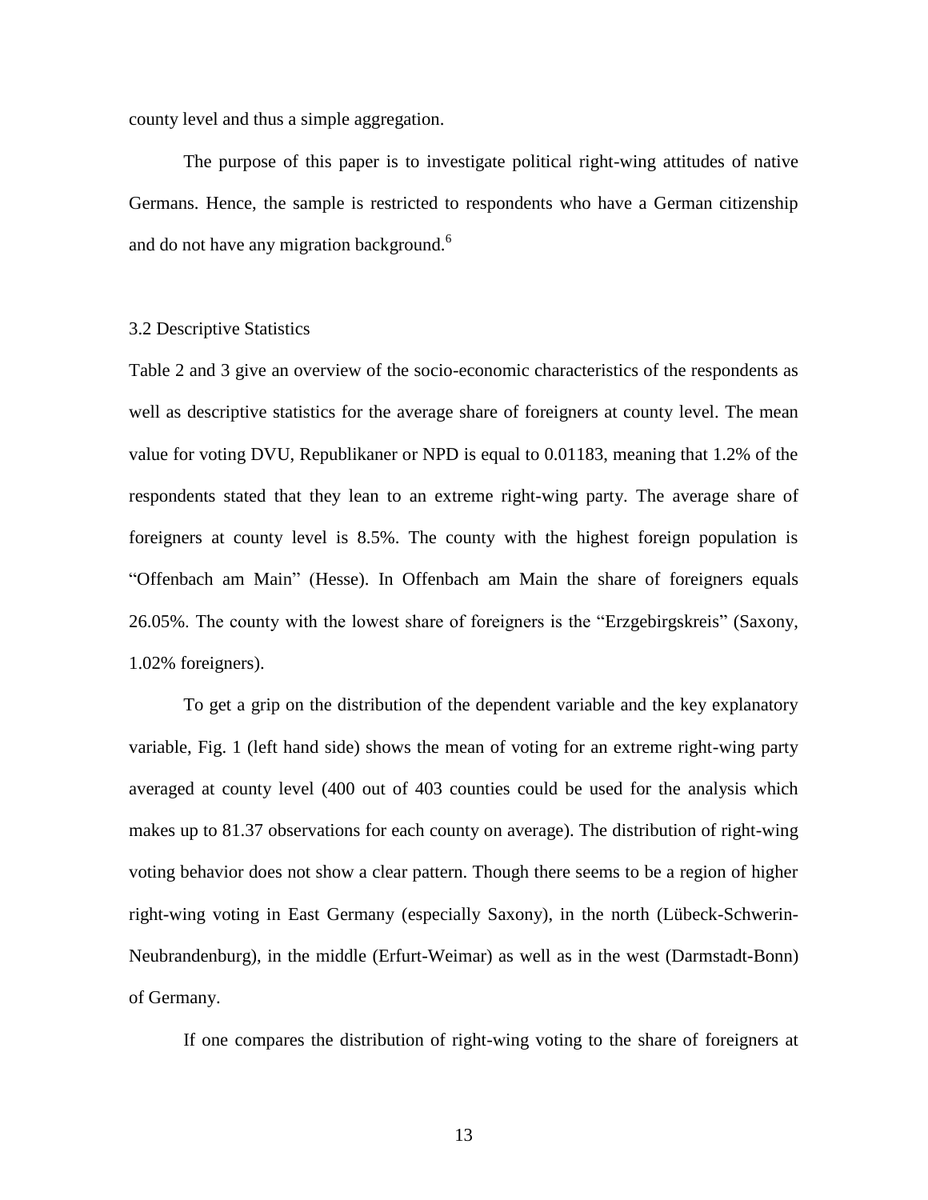county level and thus a simple aggregation.

The purpose of this paper is to investigate political right-wing attitudes of native Germans. Hence, the sample is restricted to respondents who have a German citizenship and do not have any migration background.[6]

### 3.2 Descriptive Statistics

Table 2 and 3 give an overview of the socio-economic characteristics of the respondents as well as descriptive statistics for the average share of foreigners at county level. The mean value for voting DVU, Republikaner or NPD is equal to 0.01183, meaning that 1.2% of the respondents stated that they lean to an extreme right-wing party. The average share of foreigners at county level is 8.5%. The county with the highest foreign population is "Offenbach am Main" (Hesse). In Offenbach am Main the share of foreigners equals 26.05%. The county with the lowest share of foreigners is the "Erzgebirgskreis" (Saxony, 1.02% foreigners).

To get a grip on the distribution of the dependent variable and the key explanatory variable, Fig. 1 (left hand side) shows the mean of voting for an extreme right-wing party averaged at county level (400 out of 403 counties could be used for the analysis which makes up to 81.37 observations for each county on average). The distribution of right-wing voting behavior does not show a clear pattern. Though there seems to be a region of higher right-wing voting in East Germany (especially Saxony), in the north (Lübeck-Schwerin-Neubrandenburg), in the middle (Erfurt-Weimar) as well as in the west (Darmstadt-Bonn) of Germany.

If one compares the distribution of right-wing voting to the share of foreigners at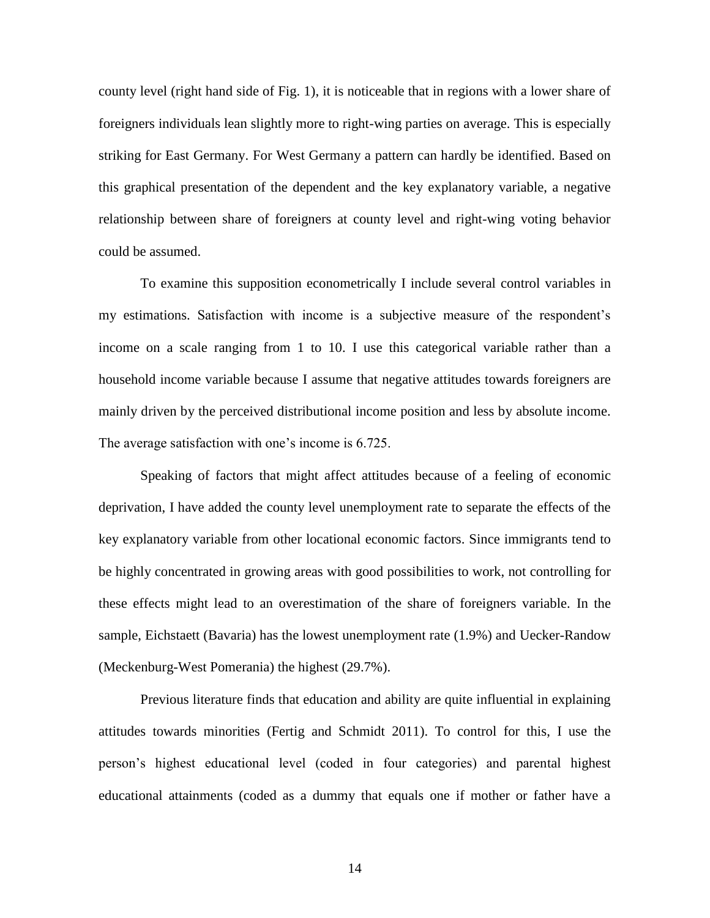county level (right hand side of Fig. 1), it is noticeable that in regions with a lower share of foreigners individuals lean slightly more to right-wing parties on average. This is especially striking for East Germany. For West Germany a pattern can hardly be identified. Based on this graphical presentation of the dependent and the key explanatory variable, a negative relationship between share of foreigners at county level and right-wing voting behavior could be assumed.

To examine this supposition econometrically I include several control variables in my estimations. Satisfaction with income is a subjective measure of the respondent's income on a scale ranging from 1 to 10. I use this categorical variable rather than a household income variable because I assume that negative attitudes towards foreigners are mainly driven by the perceived distributional income position and less by absolute income. The average satisfaction with one's income is 6.725.

Speaking of factors that might affect attitudes because of a feeling of economic deprivation, I have added the county level unemployment rate to separate the effects of the key explanatory variable from other locational economic factors. Since immigrants tend to be highly concentrated in growing areas with good possibilities to work, not controlling for these effects might lead to an overestimation of the share of foreigners variable. In the sample, Eichstaett (Bavaria) has the lowest unemployment rate (1.9%) and Uecker-Randow (Meckenburg-West Pomerania) the highest (29.7%).

Previous literature finds that education and ability are quite influential in explaining attitudes towards minorities (Fertig and Schmidt 2011). To control for this, I use the person's highest educational level (coded in four categories) and parental highest educational attainments (coded as a dummy that equals one if mother or father have a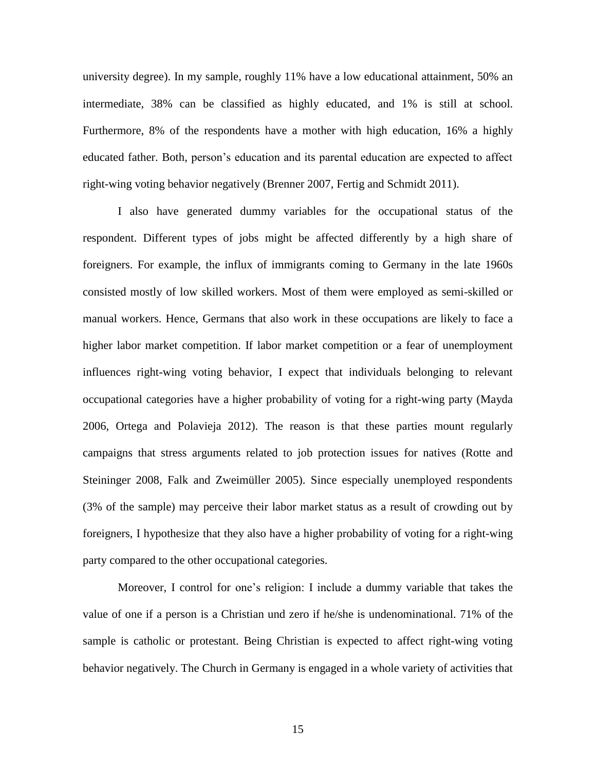university degree). In my sample, roughly 11% have a low educational attainment, 50% an intermediate, 38% can be classified as highly educated, and 1% is still at school. Furthermore, 8% of the respondents have a mother with high education, 16% a highly educated father. Both, person's education and its parental education are expected to affect right-wing voting behavior negatively (Brenner 2007, Fertig and Schmidt 2011).

I also have generated dummy variables for the occupational status of the respondent. Different types of jobs might be affected differently by a high share of foreigners. For example, the influx of immigrants coming to Germany in the late 1960s consisted mostly of low skilled workers. Most of them were employed as semi-skilled or manual workers. Hence, Germans that also work in these occupations are likely to face a higher labor market competition. If labor market competition or a fear of unemployment influences right-wing voting behavior, I expect that individuals belonging to relevant occupational categories have a higher probability of voting for a right-wing party (Mayda 2006, Ortega and Polavieja 2012). The reason is that these parties mount regularly campaigns that stress arguments related to job protection issues for natives (Rotte and Steininger 2008, Falk and Zweimüller 2005). Since especially unemployed respondents (3% of the sample) may perceive their labor market status as a result of crowding out by foreigners, I hypothesize that they also have a higher probability of voting for a right-wing party compared to the other occupational categories.

Moreover, I control for one's religion: I include a dummy variable that takes the value of one if a person is a Christian und zero if he/she is undenominational. 71% of the sample is catholic or protestant. Being Christian is expected to affect right-wing voting behavior negatively. The Church in Germany is engaged in a whole variety of activities that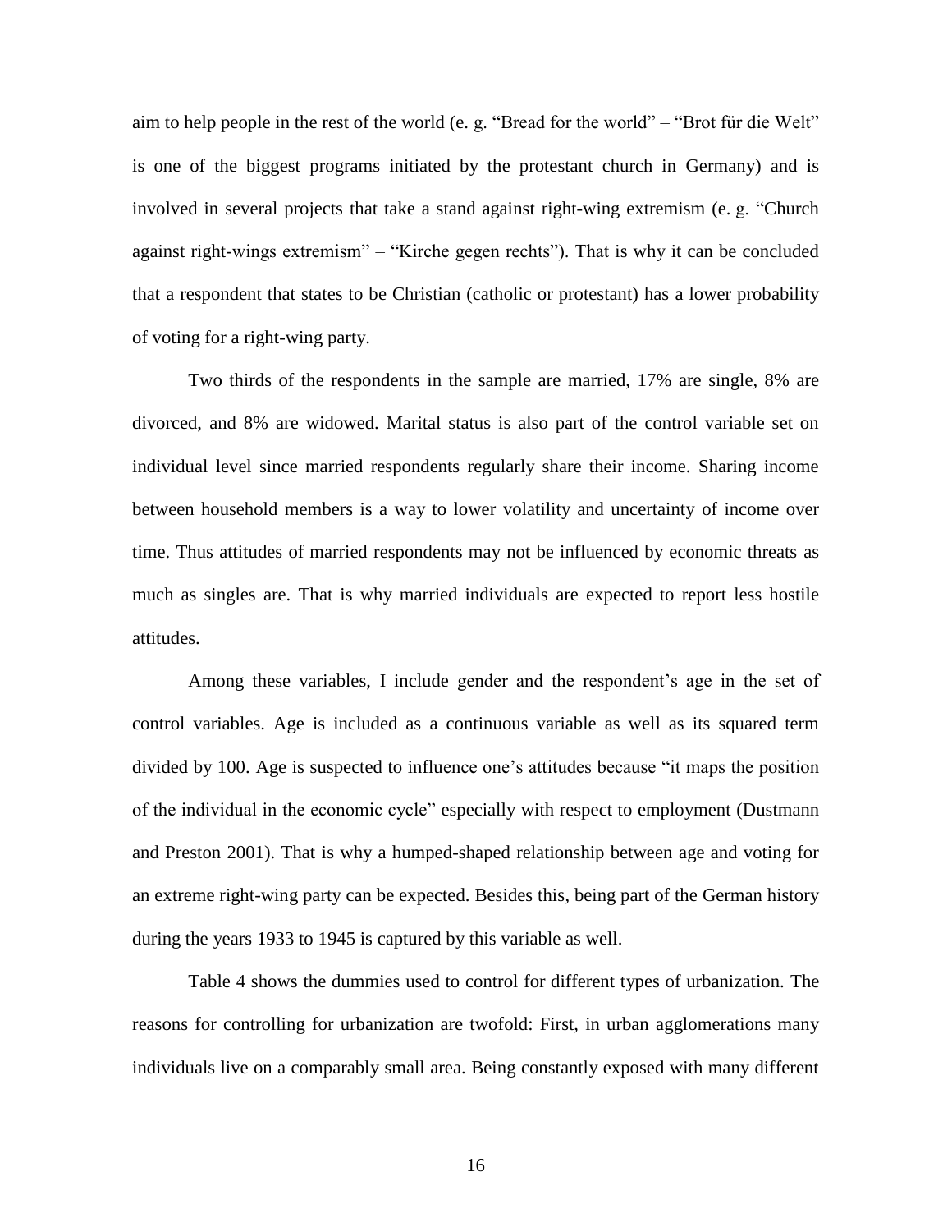aim to help people in the rest of the world (e. g. "Bread for the world" – "Brot für die Welt" is one of the biggest programs initiated by the protestant church in Germany) and is involved in several projects that take a stand against right-wing extremism (e. g. "Church against right-wings extremism" – "Kirche gegen rechts"). That is why it can be concluded that a respondent that states to be Christian (catholic or protestant) has a lower probability of voting for a right-wing party.

Two thirds of the respondents in the sample are married, 17% are single, 8% are divorced, and 8% are widowed. Marital status is also part of the control variable set on individual level since married respondents regularly share their income. Sharing income between household members is a way to lower volatility and uncertainty of income over time. Thus attitudes of married respondents may not be influenced by economic threats as much as singles are. That is why married individuals are expected to report less hostile attitudes.

Among these variables, I include gender and the respondent's age in the set of control variables. Age is included as a continuous variable as well as its squared term divided by 100. Age is suspected to influence one's attitudes because "it maps the position of the individual in the economic cycle" especially with respect to employment (Dustmann and Preston 2001). That is why a humped-shaped relationship between age and voting for an extreme right-wing party can be expected. Besides this, being part of the German history during the years 1933 to 1945 is captured by this variable as well.

Table 4 shows the dummies used to control for different types of urbanization. The reasons for controlling for urbanization are twofold: First, in urban agglomerations many individuals live on a comparably small area. Being constantly exposed with many different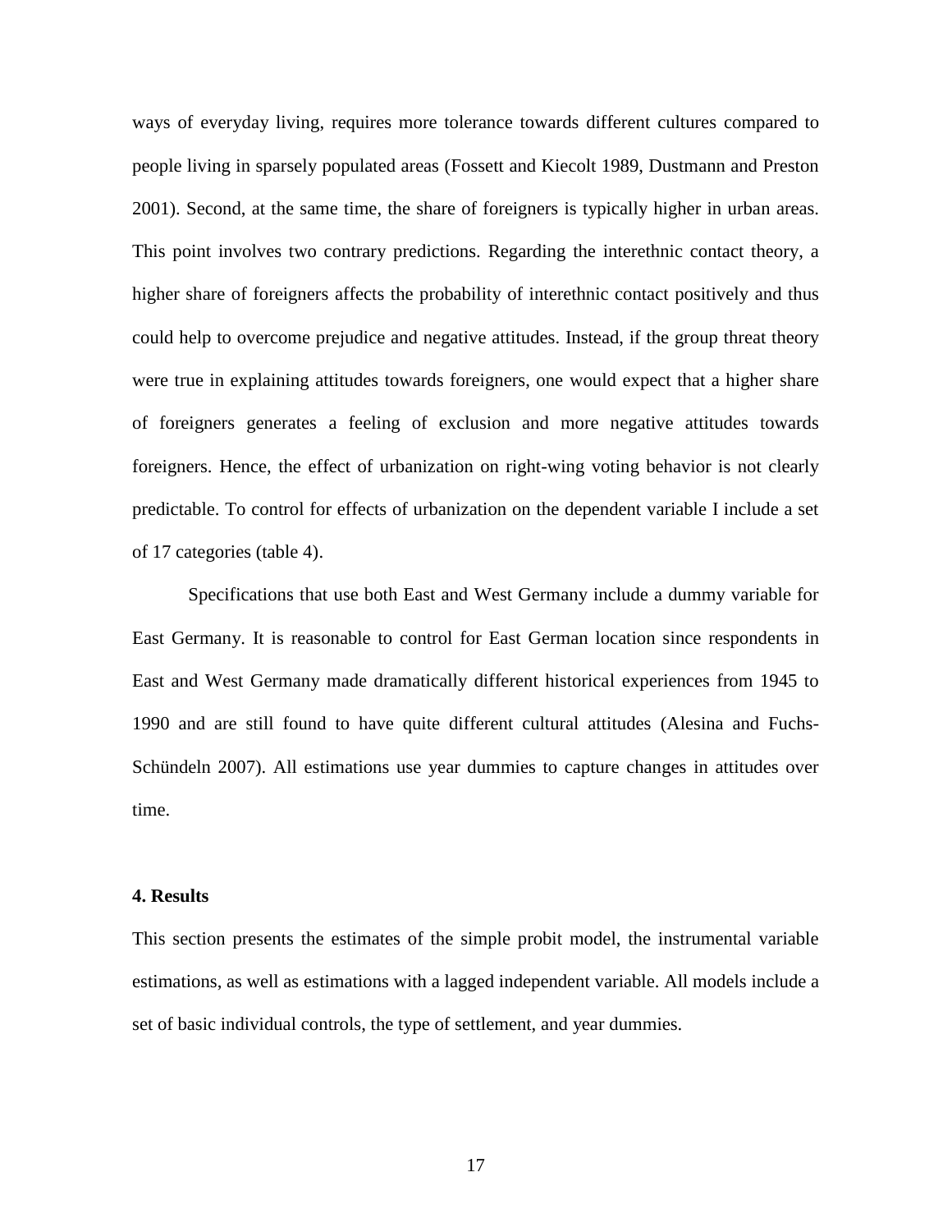ways of everyday living, requires more tolerance towards different cultures compared to people living in sparsely populated areas (Fossett and Kiecolt 1989, Dustmann and Preston 2001). Second, at the same time, the share of foreigners is typically higher in urban areas. This point involves two contrary predictions. Regarding the interethnic contact theory, a higher share of foreigners affects the probability of interethnic contact positively and thus could help to overcome prejudice and negative attitudes. Instead, if the group threat theory were true in explaining attitudes towards foreigners, one would expect that a higher share of foreigners generates a feeling of exclusion and more negative attitudes towards foreigners. Hence, the effect of urbanization on right-wing voting behavior is not clearly predictable. To control for effects of urbanization on the dependent variable I include a set of 17 categories (table 4).

Specifications that use both East and West Germany include a dummy variable for East Germany. It is reasonable to control for East German location since respondents in East and West Germany made dramatically different historical experiences from 1945 to 1990 and are still found to have quite different cultural attitudes (Alesina and Fuchs-Schündeln 2007). All estimations use year dummies to capture changes in attitudes over time.

## 4. Results

This section presents the estimates of the simple probit model, the instrumental variable estimations, as well as estimations with a lagged independent variable. All models include a set of basic individual controls, the type of settlement, and year dummies.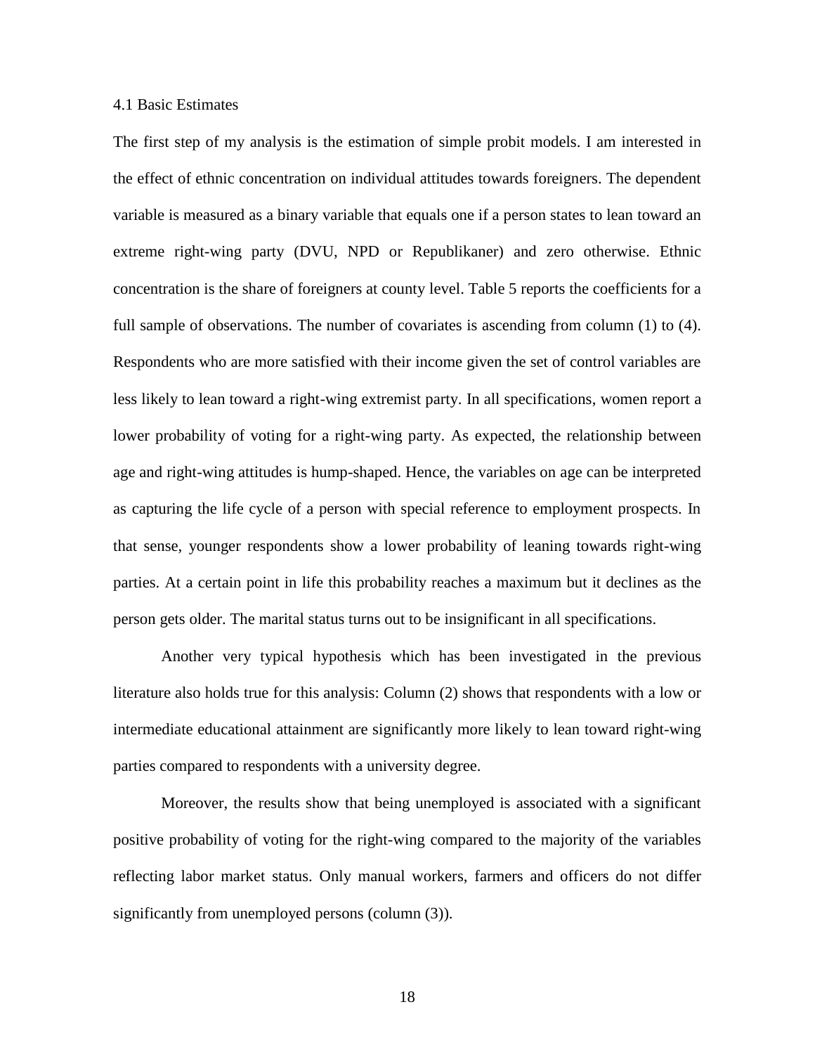### 4.1 Basic Estimates

The first step of my analysis is the estimation of simple probit models. I am interested in the effect of ethnic concentration on individual attitudes towards foreigners. The dependent variable is measured as a binary variable that equals one if a person states to lean toward an extreme right-wing party (DVU, NPD or Republikaner) and zero otherwise. Ethnic concentration is the share of foreigners at county level. Table 5 reports the coefficients for a full sample of observations. The number of covariates is ascending from column (1) to (4). Respondents who are more satisfied with their income given the set of control variables are less likely to lean toward a right-wing extremist party. In all specifications, women report a lower probability of voting for a right-wing party. As expected, the relationship between age and right-wing attitudes is hump-shaped. Hence, the variables on age can be interpreted as capturing the life cycle of a person with special reference to employment prospects. In that sense, younger respondents show a lower probability of leaning towards right-wing parties. At a certain point in life this probability reaches a maximum but it declines as the person gets older. The marital status turns out to be insignificant in all specifications.

Another very typical hypothesis which has been investigated in the previous literature also holds true for this analysis: Column (2) shows that respondents with a low or intermediate educational attainment are significantly more likely to lean toward right-wing parties compared to respondents with a university degree.

Moreover, the results show that being unemployed is associated with a significant positive probability of voting for the right-wing compared to the majority of the variables reflecting labor market status. Only manual workers, farmers and officers do not differ significantly from unemployed persons (column (3)).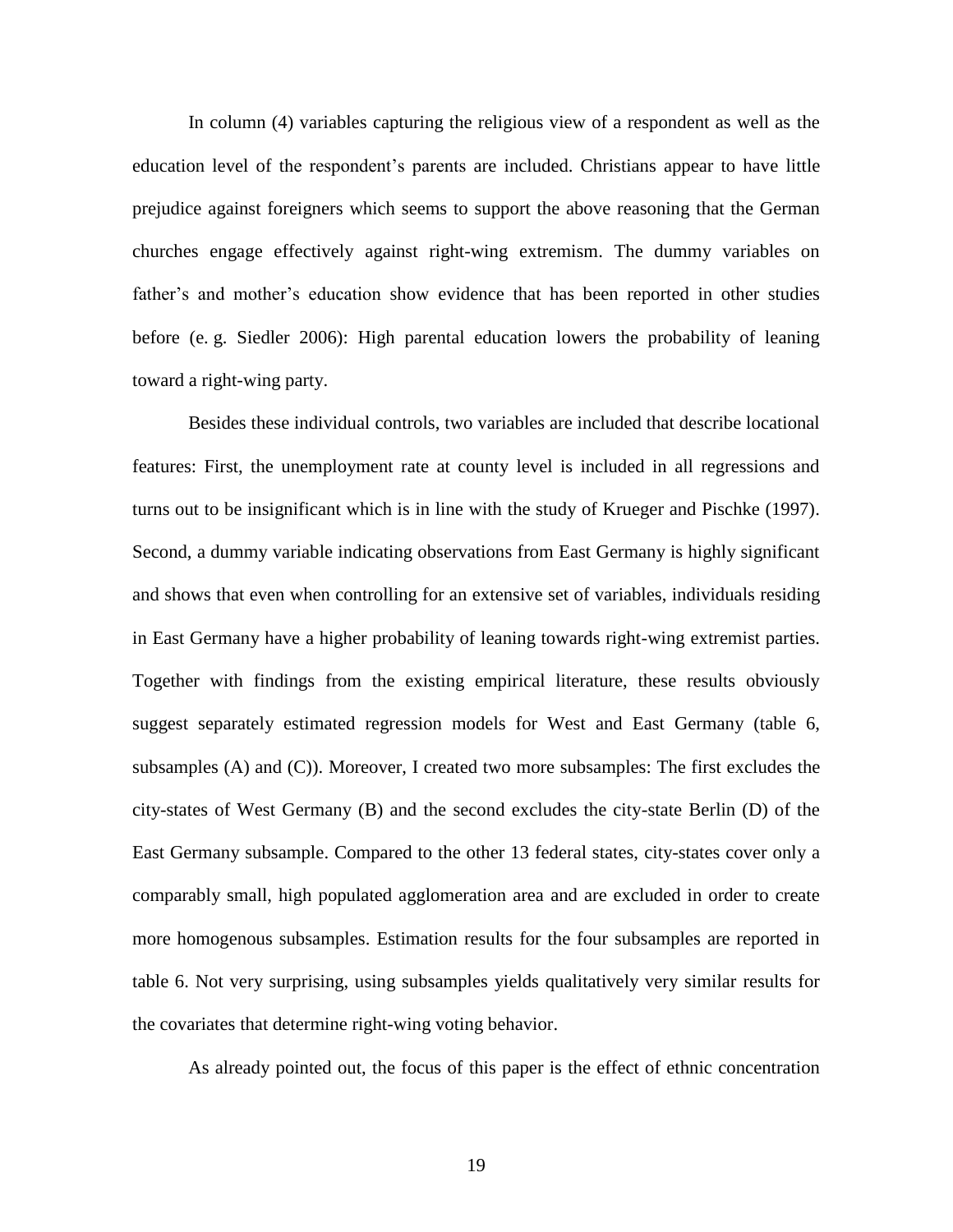In column (4) variables capturing the religious view of a respondent as well as the education level of the respondent's parents are included. Christians appear to have little prejudice against foreigners which seems to support the above reasoning that the German churches engage effectively against right-wing extremism. The dummy variables on father's and mother's education show evidence that has been reported in other studies before (e. g. Siedler 2006): High parental education lowers the probability of leaning toward a right-wing party.

Besides these individual controls, two variables are included that describe locational features: First, the unemployment rate at county level is included in all regressions and turns out to be insignificant which is in line with the study of Krueger and Pischke (1997). Second, a dummy variable indicating observations from East Germany is highly significant and shows that even when controlling for an extensive set of variables, individuals residing in East Germany have a higher probability of leaning towards right-wing extremist parties. Together with findings from the existing empirical literature, these results obviously suggest separately estimated regression models for West and East Germany (table 6, subsamples (A) and (C)). Moreover, I created two more subsamples: The first excludes the city-states of West Germany (B) and the second excludes the city-state Berlin (D) of the East Germany subsample. Compared to the other 13 federal states, city-states cover only a comparably small, high populated agglomeration area and are excluded in order to create more homogenous subsamples. Estimation results for the four subsamples are reported in table 6. Not very surprising, using subsamples yields qualitatively very similar results for the covariates that determine right-wing voting behavior.

As already pointed out, the focus of this paper is the effect of ethnic concentration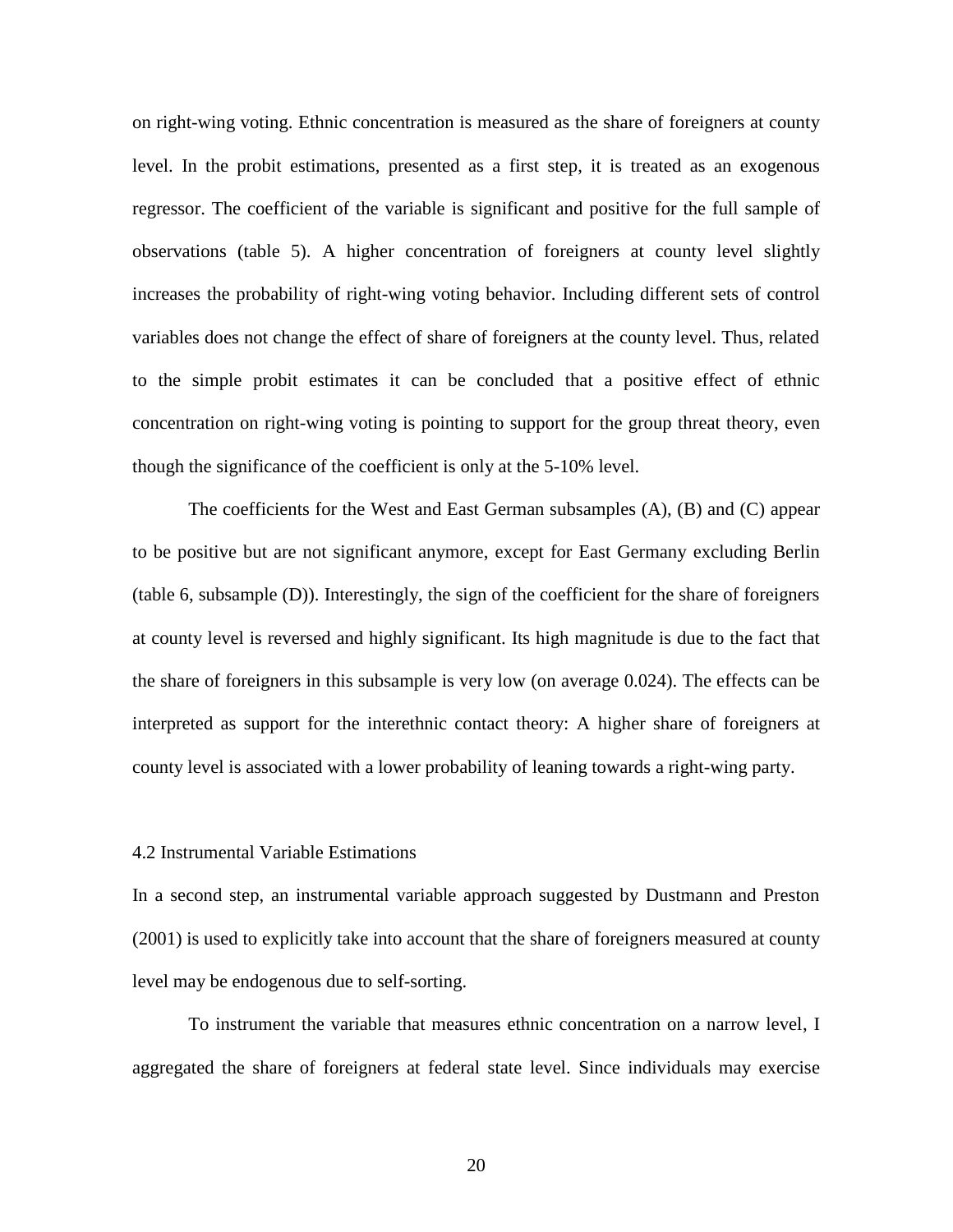on right-wing voting. Ethnic concentration is measured as the share of foreigners at county level. In the probit estimations, presented as a first step, it is treated as an exogenous regressor. The coefficient of the variable is significant and positive for the full sample of observations (table 5). A higher concentration of foreigners at county level slightly increases the probability of right-wing voting behavior. Including different sets of control variables does not change the effect of share of foreigners at the county level. Thus, related to the simple probit estimates it can be concluded that a positive effect of ethnic concentration on right-wing voting is pointing to support for the group threat theory, even though the significance of the coefficient is only at the 5-10% level.

The coefficients for the West and East German subsamples (A), (B) and (C) appear to be positive but are not significant anymore, except for East Germany excluding Berlin (table 6, subsample (D)). Interestingly, the sign of the coefficient for the share of foreigners at county level is reversed and highly significant. Its high magnitude is due to the fact that the share of foreigners in this subsample is very low (on average 0.024). The effects can be interpreted as support for the interethnic contact theory: A higher share of foreigners at county level is associated with a lower probability of leaning towards a right-wing party.

## 4.2 Instrumental Variable Estimations

In a second step, an instrumental variable approach suggested by Dustmann and Preston (2001) is used to explicitly take into account that the share of foreigners measured at county level may be endogenous due to self-sorting.

To instrument the variable that measures ethnic concentration on a narrow level, I aggregated the share of foreigners at federal state level. Since individuals may exercise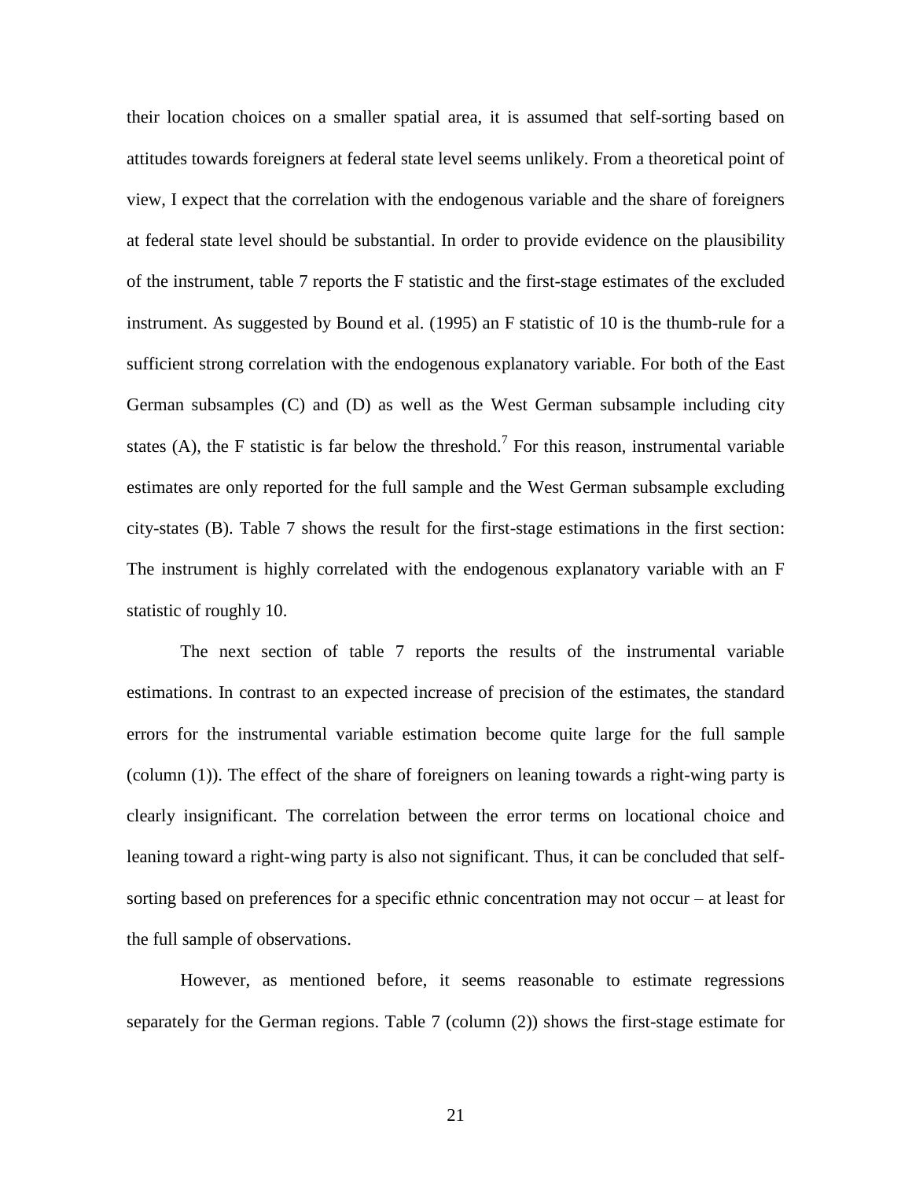their location choices on a smaller spatial area, it is assumed that self-sorting based on attitudes towards foreigners at federal state level seems unlikely. From a theoretical point of view, I expect that the correlation with the endogenous variable and the share of foreigners at federal state level should be substantial. In order to provide evidence on the plausibility of the instrument, table 7 reports the F statistic and the first-stage estimates of the excluded instrument. As suggested by Bound et al. (1995) an F statistic of 10 is the thumb-rule for a sufficient strong correlation with the endogenous explanatory variable. For both of the East German subsamples (C) and (D) as well as the West German subsample including city states (A), the F statistic is far below the threshold.[7] For this reason, instrumental variable estimates are only reported for the full sample and the West German subsample excluding city-states (B). Table 7 shows the result for the first-stage estimations in the first section: The instrument is highly correlated with the endogenous explanatory variable with an F statistic of roughly 10.

The next section of table 7 reports the results of the instrumental variable estimations. In contrast to an expected increase of precision of the estimates, the standard errors for the instrumental variable estimation become quite large for the full sample (column (1)). The effect of the share of foreigners on leaning towards a right-wing party is clearly insignificant. The correlation between the error terms on locational choice and leaning toward a right-wing party is also not significant. Thus, it can be concluded that self-sorting based on preferences for a specific ethnic concentration may not occur – at least for the full sample of observations.

However, as mentioned before, it seems reasonable to estimate regressions separately for the German regions. Table 7 (column (2)) shows the first-stage estimate for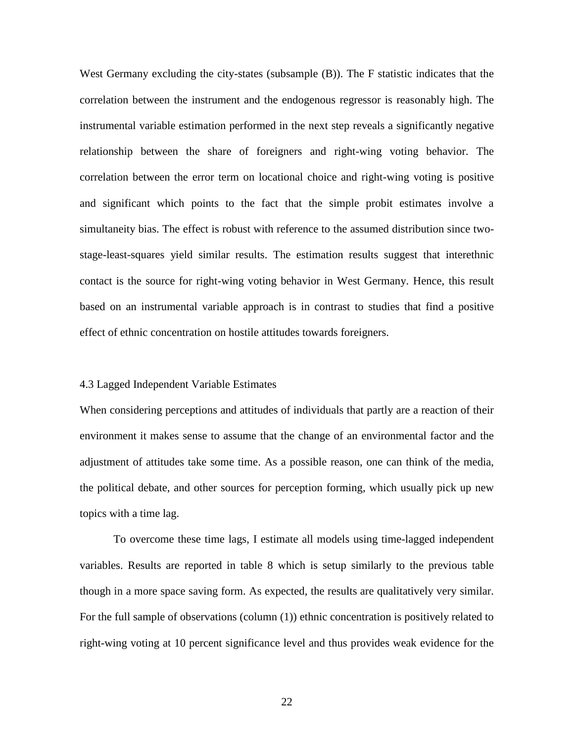West Germany excluding the city-states (subsample (B)). The F statistic indicates that the correlation between the instrument and the endogenous regressor is reasonably high. The instrumental variable estimation performed in the next step reveals a significantly negative relationship between the share of foreigners and right-wing voting behavior. The correlation between the error term on locational choice and right-wing voting is positive and significant which points to the fact that the simple probit estimates involve a simultaneity bias. The effect is robust with reference to the assumed distribution since two-stage-least-squares yield similar results. The estimation results suggest that interethnic contact is the source for right-wing voting behavior in West Germany. Hence, this result based on an instrumental variable approach is in contrast to studies that find a positive effect of ethnic concentration on hostile attitudes towards foreigners.

### 4.3 Lagged Independent Variable Estimates

When considering perceptions and attitudes of individuals that partly are a reaction of their environment it makes sense to assume that the change of an environmental factor and the adjustment of attitudes take some time. As a possible reason, one can think of the media, the political debate, and other sources for perception forming, which usually pick up new topics with a time lag.

To overcome these time lags, I estimate all models using time-lagged independent variables. Results are reported in table 8 which is setup similarly to the previous table though in a more space saving form. As expected, the results are qualitatively very similar. For the full sample of observations (column (1)) ethnic concentration is positively related to right-wing voting at 10 percent significance level and thus provides weak evidence for the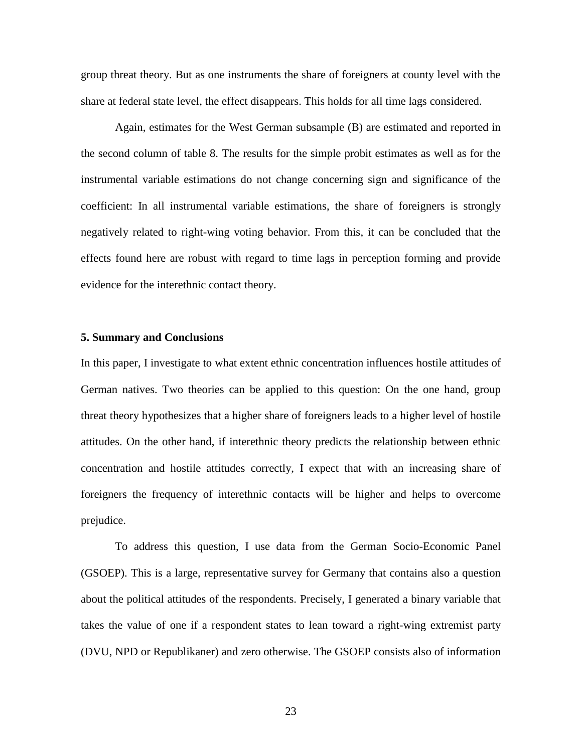group threat theory. But as one instruments the share of foreigners at county level with the share at federal state level, the effect disappears. This holds for all time lags considered.

Again, estimates for the West German subsample (B) are estimated and reported in the second column of table 8. The results for the simple probit estimates as well as for the instrumental variable estimations do not change concerning sign and significance of the coefficient: In all instrumental variable estimations, the share of foreigners is strongly negatively related to right-wing voting behavior. From this, it can be concluded that the effects found here are robust with regard to time lags in perception forming and provide evidence for the interethnic contact theory.

## 5. Summary and Conclusions

In this paper, I investigate to what extent ethnic concentration influences hostile attitudes of German natives. Two theories can be applied to this question: On the one hand, group threat theory hypothesizes that a higher share of foreigners leads to a higher level of hostile attitudes. On the other hand, if interethnic theory predicts the relationship between ethnic concentration and hostile attitudes correctly, I expect that with an increasing share of foreigners the frequency of interethnic contacts will be higher and helps to overcome prejudice.

To address this question, I use data from the German Socio-Economic Panel (GSOEP). This is a large, representative survey for Germany that contains also a question about the political attitudes of the respondents. Precisely, I generated a binary variable that takes the value of one if a respondent states to lean toward a right-wing extremist party (DVU, NPD or Republikaner) and zero otherwise. The GSOEP consists also of information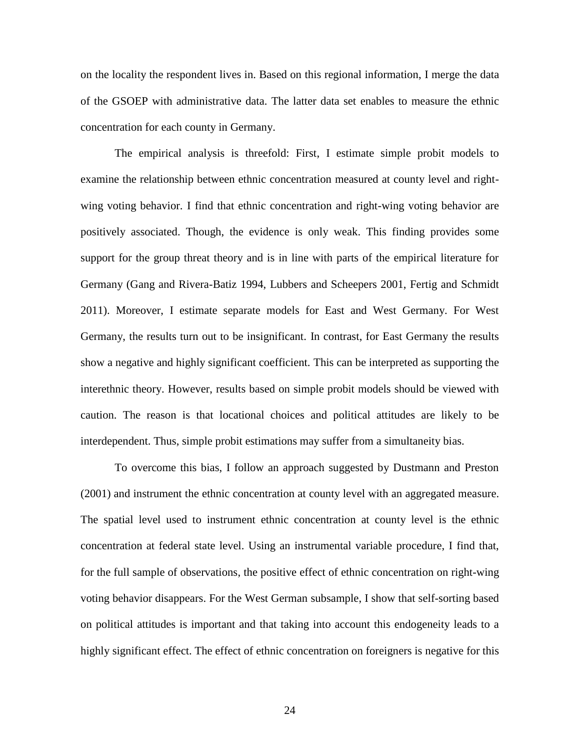on the locality the respondent lives in. Based on this regional information, I merge the data of the GSOEP with administrative data. The latter data set enables to measure the ethnic concentration for each county in Germany.

The empirical analysis is threefold: First, I estimate simple probit models to examine the relationship between ethnic concentration measured at county level and right-wing voting behavior. I find that ethnic concentration and right-wing voting behavior are positively associated. Though, the evidence is only weak. This finding provides some support for the group threat theory and is in line with parts of the empirical literature for Germany (Gang and Rivera-Batiz 1994, Lubbers and Scheepers 2001, Fertig and Schmidt 2011). Moreover, I estimate separate models for East and West Germany. For West Germany, the results turn out to be insignificant. In contrast, for East Germany the results show a negative and highly significant coefficient. This can be interpreted as supporting the interethnic theory. However, results based on simple probit models should be viewed with caution. The reason is that locational choices and political attitudes are likely to be interdependent. Thus, simple probit estimations may suffer from a simultaneity bias.

To overcome this bias, I follow an approach suggested by Dustmann and Preston (2001) and instrument the ethnic concentration at county level with an aggregated measure. The spatial level used to instrument ethnic concentration at county level is the ethnic concentration at federal state level. Using an instrumental variable procedure, I find that, for the full sample of observations, the positive effect of ethnic concentration on right-wing voting behavior disappears. For the West German subsample, I show that self-sorting based on political attitudes is important and that taking into account this endogeneity leads to a highly significant effect. The effect of ethnic concentration on foreigners is negative for this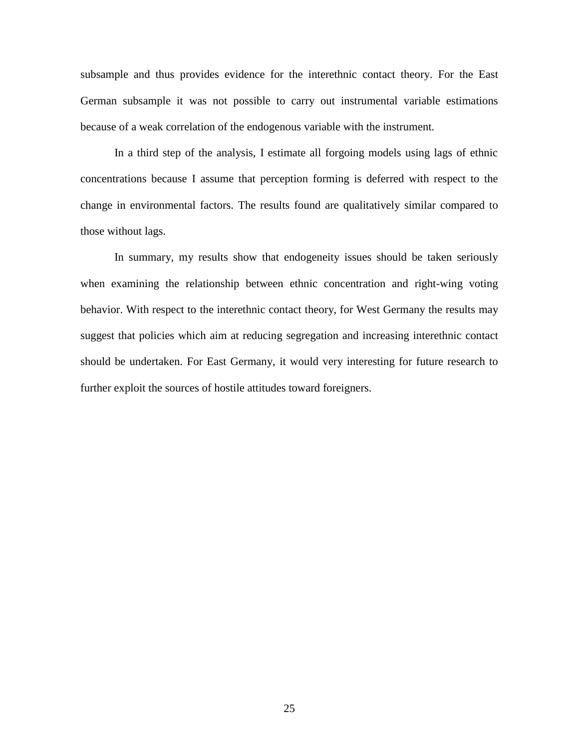subsample and thus provides evidence for the interethnic contact theory. For the East German subsample it was not possible to carry out instrumental variable estimations because of a weak correlation of the endogenous variable with the instrument.

In a third step of the analysis, I estimate all forgoing models using lags of ethnic concentrations because I assume that perception forming is deferred with respect to the change in environmental factors. The results found are qualitatively similar compared to those without lags.

In summary, my results show that endogeneity issues should be taken seriously when examining the relationship between ethnic concentration and right-wing voting behavior. With respect to the interethnic contact theory, for West Germany the results may suggest that policies which aim at reducing segregation and increasing interethnic contact should be undertaken. For East Germany, it would very interesting for future research to further exploit the sources of hostile attitudes toward foreigners.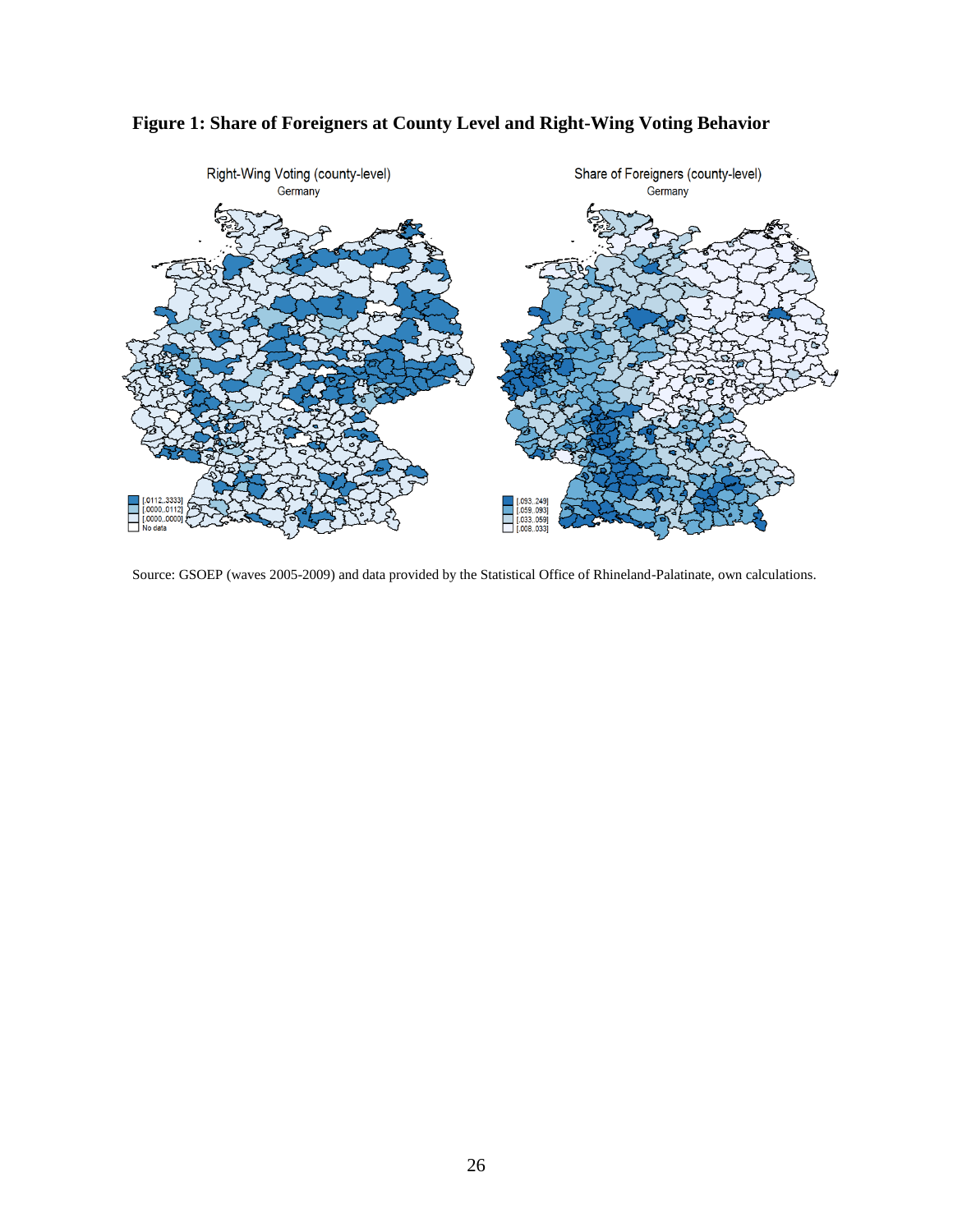**Figure 1: Share of Foreigners at County Level and Right-Wing Voting Behavior**

Source: GSOEP (waves 2005-2009) and data provided by the Statistical Office of Rhineland-Palatinate, own calculations.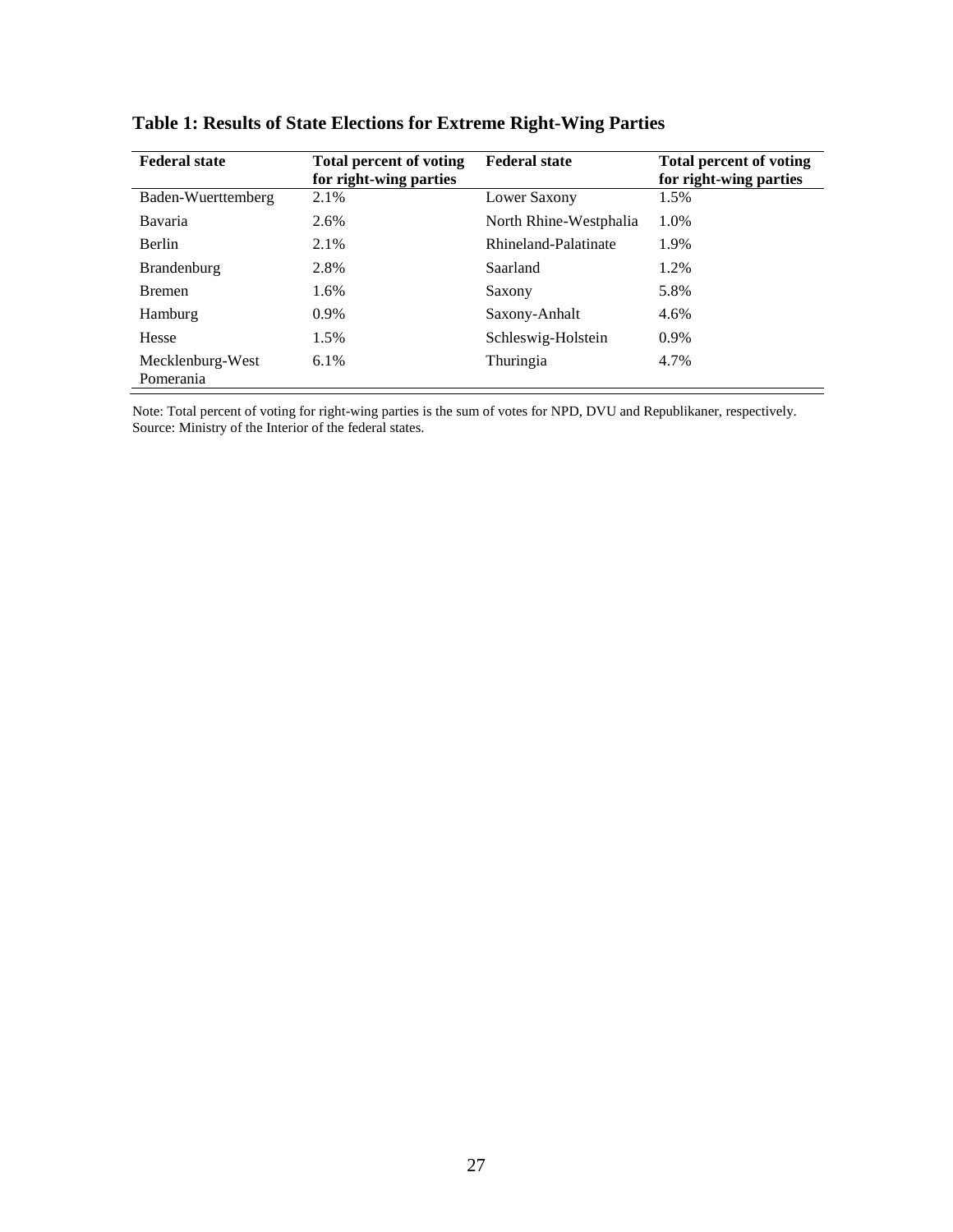**Table 1: Results of State Elections for Extreme Right-Wing Parties**

| Federal state | Total percent of voting for right-wing parties | Federal state | Total percent of voting for right-wing parties |
|---|---|---|---|
| Baden-Wuerttemberg | 2.1% | Lower Saxony | 1.5% |
| Bavaria | 2.6% | North Rhine-Westphalia | 1.0% |
| Berlin | 2.1% | Rhineland-Palatinate | 1.9% |
| Brandenburg | 2.8% | Saarland | 1.2% |
| Bremen | 1.6% | Saxony | 5.8% |
| Hamburg | 0.9% | Saxony-Anhalt | 4.6% |
| Hesse | 1.5% | Schleswig-Holstein | 0.9% |
| Mecklenburg-West Pomerania | 6.1% | Thuringia | 4.7% |

Note: Total percent of voting for right-wing parties is the sum of votes for NPD, DVU and Republikaner, respectively.
Source: Ministry of the Interior of the federal states.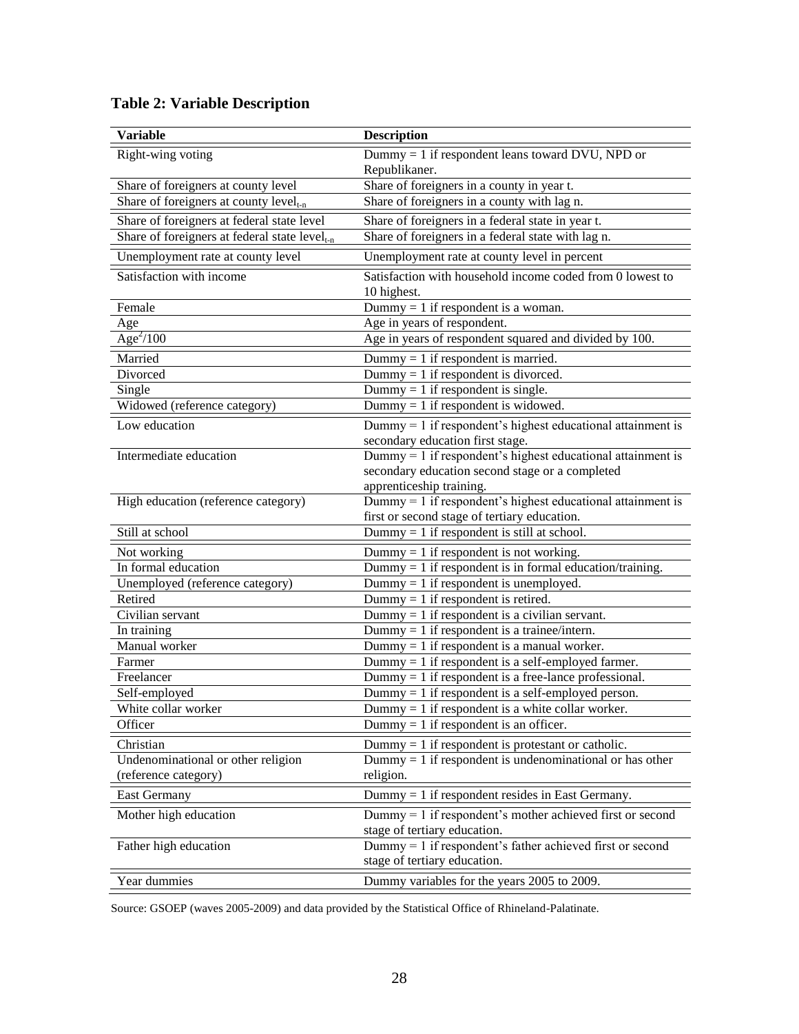**Table 2: Variable Description**

| Variable | Description |
|---|---|
| Right-wing voting | Dummy = 1 if respondent leans toward DVU, NPD or Republikaner. |
| Share of foreigners at county level | Share of foreigners in a county in year t. |
| Share of foreigners at county level$_{t-n}$ | Share of foreigners in a county with lag n. |
| Share of foreigners at federal state level | Share of foreigners in a federal state in year t. |
| Share of foreigners at federal state level$_{t-n}$ | Share of foreigners in a federal state with lag n. |
| Unemployment rate at county level | Unemployment rate at county level in percent |
| Satisfaction with income | Satisfaction with household income coded from 0 lowest to 10 highest. |
| Female | Dummy = 1 if respondent is a woman. |
| Age | Age in years of respondent. |
| $Age^2/100$ | Age in years of respondent squared and divided by 100. |
| Married | Dummy = 1 if respondent is married. |
| Divorced | Dummy = 1 if respondent is divorced. |
| Single | Dummy = 1 if respondent is single. |
| Widowed (reference category) | Dummy = 1 if respondent is widowed. |
| Low education | Dummy = 1 if respondent's highest educational attainment is secondary education first stage. |
| Intermediate education | Dummy = 1 if respondent's highest educational attainment is secondary education second stage or a completed apprenticeship training. |
| High education (reference category) | Dummy = 1 if respondent's highest educational attainment is first or second stage of tertiary education. |
| Still at school | Dummy = 1 if respondent is still at school. |
| Not working | Dummy = 1 if respondent is not working. |
| In formal education | Dummy = 1 if respondent is in formal education/training. |
| Unemployed (reference category) | Dummy = 1 if respondent is unemployed. |
| Retired | Dummy = 1 if respondent is retired. |
| Civilian servant | Dummy = 1 if respondent is a civilian servant. |
| In training | Dummy = 1 if respondent is a trainee/intern. |
| Manual worker | Dummy = 1 if respondent is a manual worker. |
| Farmer | Dummy = 1 if respondent is a self-employed farmer. |
| Freelancer | Dummy = 1 if respondent is a free-lance professional. |
| Self-employed | Dummy = 1 if respondent is a self-employed person. |
| White collar worker | Dummy = 1 if respondent is a white collar worker. |
| Officer | Dummy = 1 if respondent is an officer. |
| Christian | Dummy = 1 if respondent is protestant or catholic. |
| Undenominational or other religion (reference category) | Dummy = 1 if respondent is undenominational or has other religion. |
| East Germany | Dummy = 1 if respondent resides in East Germany. |
| Mother high education | Dummy = 1 if respondent's mother achieved first or second stage of tertiary education. |
| Father high education | Dummy = 1 if respondent's father achieved first or second stage of tertiary education. |
| Year dummies | Dummy variables for the years 2005 to 2009. |

Source: GSOEP (waves 2005-2009) and data provided by the Statistical Office of Rhineland-Palatinate.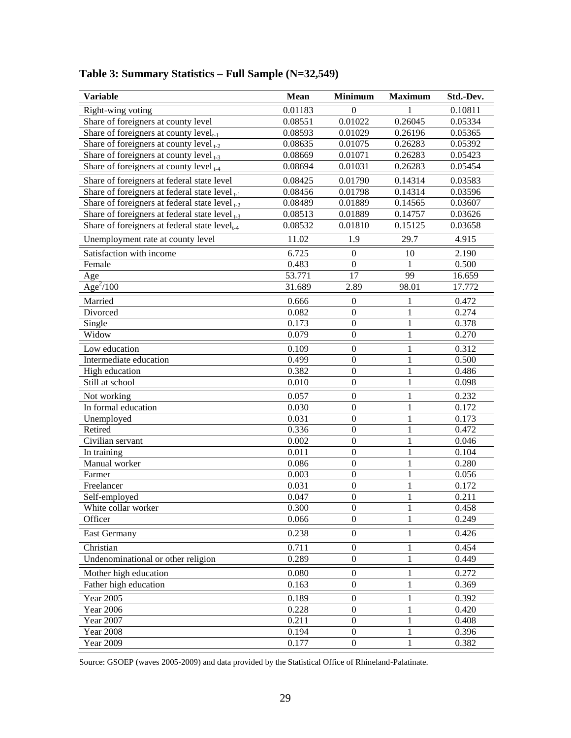**Table 3: Summary Statistics – Full Sample (N=32,549)**

| Variable | Mean | Minimum | Maximum | Std.-Dev. |
|---|---|---|---|---|
| Right-wing voting | 0.01183 | 0 | 1 | 0.10811 |
| Share of foreigners at county level | 0.08551 | 0.01022 | 0.26045 | 0.05334 |
| Share of foreigners at county level$_{t-1}$ | 0.08593 | 0.01029 | 0.26196 | 0.05365 |
| Share of foreigners at county level$_{t-2}$ | 0.08635 | 0.01075 | 0.26283 | 0.05392 |
| Share of foreigners at county level$_{t-3}$ | 0.08669 | 0.01071 | 0.26283 | 0.05423 |
| Share of foreigners at county level$_{t-4}$ | 0.08694 | 0.01031 | 0.26283 | 0.05454 |
| Share of foreigners at federal state level | 0.08425 | 0.01790 | 0.14314 | 0.03583 |
| Share of foreigners at federal state level$_{t-1}$ | 0.08456 | 0.01798 | 0.14314 | 0.03596 |
| Share of foreigners at federal state level$_{t-2}$ | 0.08489 | 0.01889 | 0.14565 | 0.03607 |
| Share of foreigners at federal state level$_{t-3}$ | 0.08513 | 0.01889 | 0.14757 | 0.03626 |
| Share of foreigners at federal state level$_{t-4}$ | 0.08532 | 0.01810 | 0.15125 | 0.03658 |
| Unemployment rate at county level | 11.02 | 1.9 | 29.7 | 4.915 |
| Satisfaction with income | 6.725 | 0 | 10 | 2.190 |
| Female | 0.483 | 0 | 1 | 0.500 |
| Age | 53.771 | 17 | 99 | 16.659 |
| $Age^2/100$ | 31.689 | 2.89 | 98.01 | 17.772 |
| Married | 0.666 | 0 | 1 | 0.472 |
| Divorced | 0.082 | 0 | 1 | 0.274 |
| Single | 0.173 | 0 | 1 | 0.378 |
| Widow | 0.079 | 0 | 1 | 0.270 |
| Low education | 0.109 | 0 | 1 | 0.312 |
| Intermediate education | 0.499 | 0 | 1 | 0.500 |
| High education | 0.382 | 0 | 1 | 0.486 |
| Still at school | 0.010 | 0 | 1 | 0.098 |
| Not working | 0.057 | 0 | 1 | 0.232 |
| In formal education | 0.030 | 0 | 1 | 0.172 |
| Unemployed | 0.031 | 0 | 1 | 0.173 |
| Retired | 0.336 | 0 | 1 | 0.472 |
| Civilian servant | 0.002 | 0 | 1 | 0.046 |
| In training | 0.011 | 0 | 1 | 0.104 |
| Manual worker | 0.086 | 0 | 1 | 0.280 |
| Farmer | 0.003 | 0 | 1 | 0.056 |
| Freelancer | 0.031 | 0 | 1 | 0.172 |
| Self-employed | 0.047 | 0 | 1 | 0.211 |
| White collar worker | 0.300 | 0 | 1 | 0.458 |
| Officer | 0.066 | 0 | 1 | 0.249 |
| East Germany | 0.238 | 0 | 1 | 0.426 |
| Christian | 0.711 | 0 | 1 | 0.454 |
| Undenominational or other religion | 0.289 | 0 | 1 | 0.449 |
| Mother high education | 0.080 | 0 | 1 | 0.272 |
| Father high education | 0.163 | 0 | 1 | 0.369 |
| Year 2005 | 0.189 | 0 | 1 | 0.392 |
| Year 2006 | 0.228 | 0 | 1 | 0.420 |
| Year 2007 | 0.211 | 0 | 1 | 0.408 |
| Year 2008 | 0.194 | 0 | 1 | 0.396 |
| Year 2009 | 0.177 | 0 | 1 | 0.382 |

Source: GSOEP (waves 2005-2009) and data provided by the Statistical Office of Rhineland-Palatinate.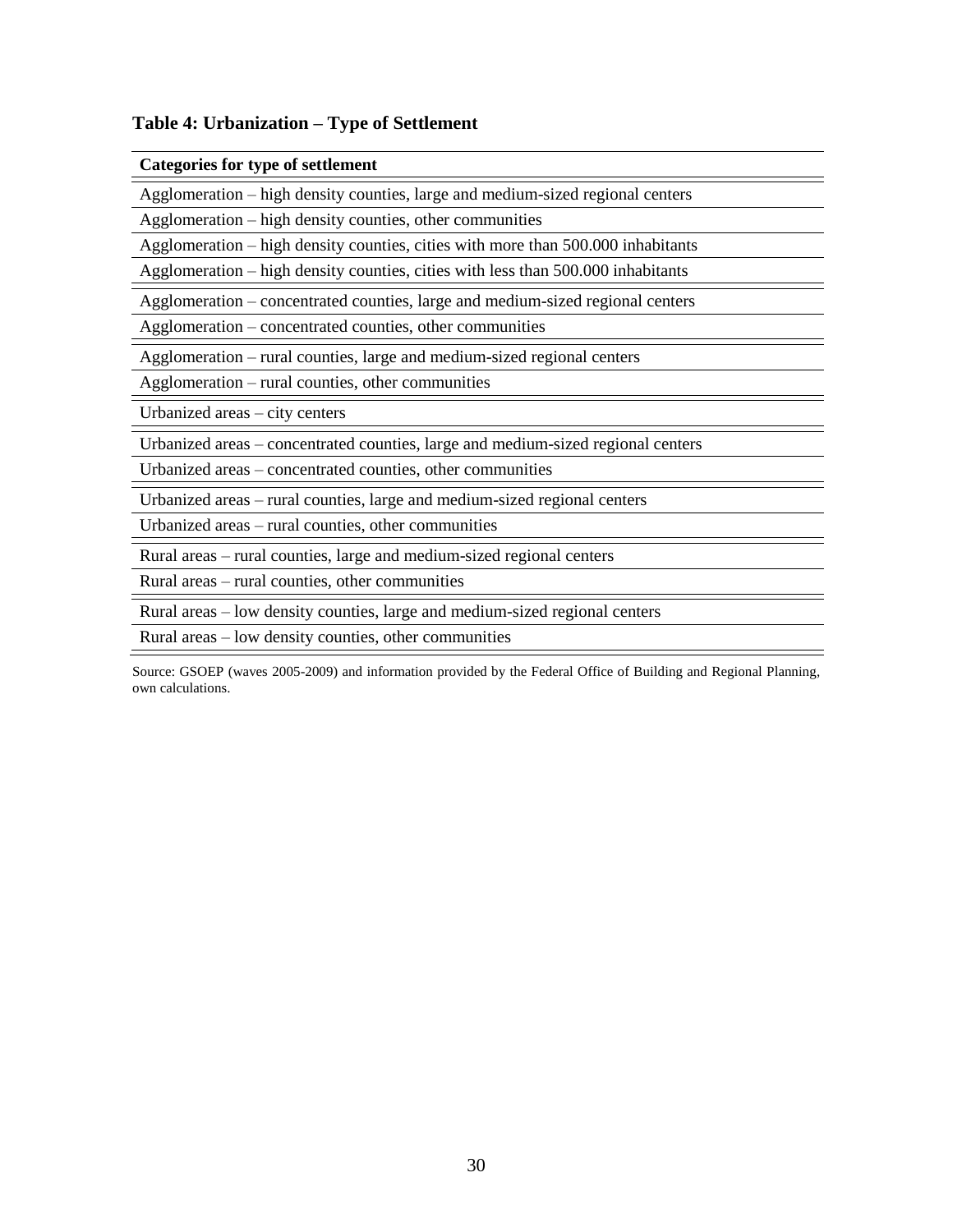**Table 4: Urbanization – Type of Settlement**

| Categories for type of settlement |
| --- |
| Agglomeration – high density counties, large and medium-sized regional centers |
| Agglomeration – high density counties, other communities |
| Agglomeration – high density counties, cities with more than 500.000 inhabitants |
| Agglomeration – high density counties, cities with less than 500.000 inhabitants |
| Agglomeration – concentrated counties, large and medium-sized regional centers |
| Agglomeration – concentrated counties, other communities |
| Agglomeration – rural counties, large and medium-sized regional centers |
| Agglomeration – rural counties, other communities |
| Urbanized areas – city centers |
| Urbanized areas – concentrated counties, large and medium-sized regional centers |
| Urbanized areas – concentrated counties, other communities |
| Urbanized areas – rural counties, large and medium-sized regional centers |
| Urbanized areas – rural counties, other communities |
| Rural areas – rural counties, large and medium-sized regional centers |
| Rural areas – rural counties, other communities |
| Rural areas – low density counties, large and medium-sized regional centers |
| Rural areas – low density counties, other communities |

Source: GSOEP (waves 2005-2009) and information provided by the Federal Office of Building and Regional Planning, own calculations.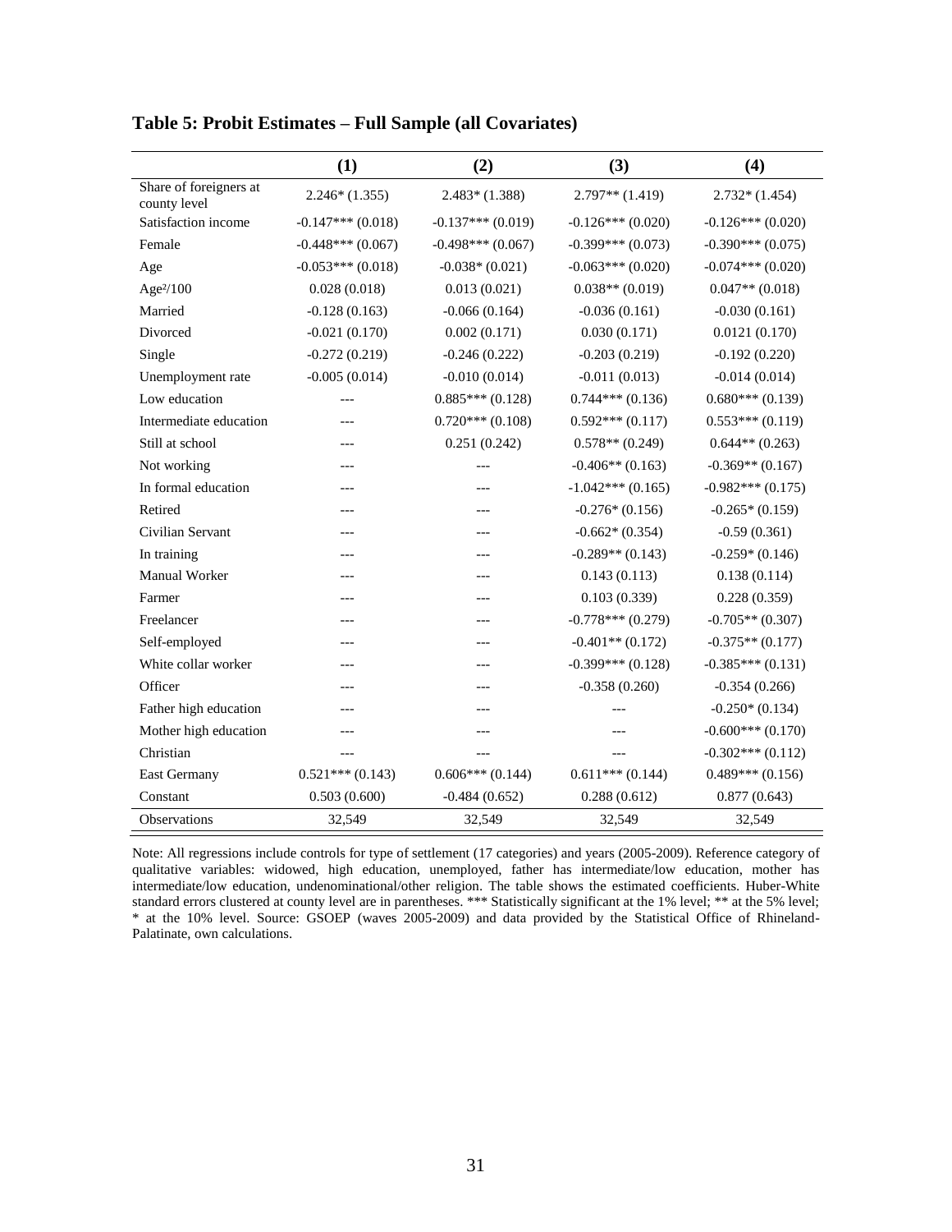**Table 5: Probit Estimates – Full Sample (all Covariates)**

| | (1) | (2) | (3) | (4) |
|---|---|---|---|---|
| Share of foreigners at county level | 2.246* (1.355) | 2.483* (1.388) | 2.797** (1.419) | 2.732* (1.454) |
| Satisfaction income | -0.147*** (0.018) | -0.137*** (0.019) | -0.126*** (0.020) | -0.126*** (0.020) |
| Female | -0.448*** (0.067) | -0.498*** (0.067) | -0.399*** (0.073) | -0.390*** (0.075) |
| Age | -0.053*** (0.018) | -0.038* (0.021) | -0.063*** (0.020) | -0.074*** (0.020) |
| Age²/100 | 0.028 (0.018) | 0.013 (0.021) | 0.038** (0.019) | 0.047** (0.018) |
| Married | -0.128 (0.163) | -0.066 (0.164) | -0.036 (0.161) | -0.030 (0.161) |
| Divorced | -0.021 (0.170) | 0.002 (0.171) | 0.030 (0.171) | 0.0121 (0.170) |
| Single | -0.272 (0.219) | -0.246 (0.222) | -0.203 (0.219) | -0.192 (0.220) |
| Unemployment rate | -0.005 (0.014) | -0.010 (0.014) | -0.011 (0.013) | -0.014 (0.014) |
| Low education | --- | 0.885*** (0.128) | 0.744*** (0.136) | 0.680*** (0.139) |
| Intermediate education | --- | 0.720*** (0.108) | 0.592*** (0.117) | 0.553*** (0.119) |
| Still at school | --- | 0.251 (0.242) | 0.578** (0.249) | 0.644** (0.263) |
| Not working | --- | --- | -0.406** (0.163) | -0.369** (0.167) |
| In formal education | --- | --- | -1.042*** (0.165) | -0.982*** (0.175) |
| Retired | --- | --- | -0.276* (0.156) | -0.265* (0.159) |
| Civilian Servant | --- | --- | -0.662* (0.354) | -0.59 (0.361) |
| In training | --- | --- | -0.289** (0.143) | -0.259* (0.146) |
| Manual Worker | --- | --- | 0.143 (0.113) | 0.138 (0.114) |
| Farmer | --- | --- | 0.103 (0.339) | 0.228 (0.359) |
| Freelancer | --- | --- | -0.778*** (0.279) | -0.705** (0.307) |
| Self-employed | --- | --- | -0.401** (0.172) | -0.375** (0.177) |
| White collar worker | --- | --- | -0.399*** (0.128) | -0.385*** (0.131) |
| Officer | --- | --- | -0.358 (0.260) | -0.354 (0.266) |
| Father high education | --- | --- | --- | -0.250* (0.134) |
| Mother high education | --- | --- | --- | -0.600*** (0.170) |
| Christian | --- | --- | --- | -0.302*** (0.112) |
| East Germany | 0.521*** (0.143) | 0.606*** (0.144) | 0.611*** (0.144) | 0.489*** (0.156) |
| Constant | 0.503 (0.600) | -0.484 (0.652) | 0.288 (0.612) | 0.877 (0.643) |
| Observations | 32,549 | 32,549 | 32,549 | 32,549 |

Note: All regressions include controls for type of settlement (17 categories) and years (2005-2009). Reference category of qualitative variables: widowed, high education, unemployed, father has intermediate/low education, mother has intermediate/low education, undenominational/other religion. The table shows the estimated coefficients. Huber-White standard errors clustered at county level are in parentheses. *** Statistically significant at the 1% level; ** at the 5% level; * at the 10% level. Source: GSOEP (waves 2005-2009) and data provided by the Statistical Office of Rhineland-Palatinate, own calculations.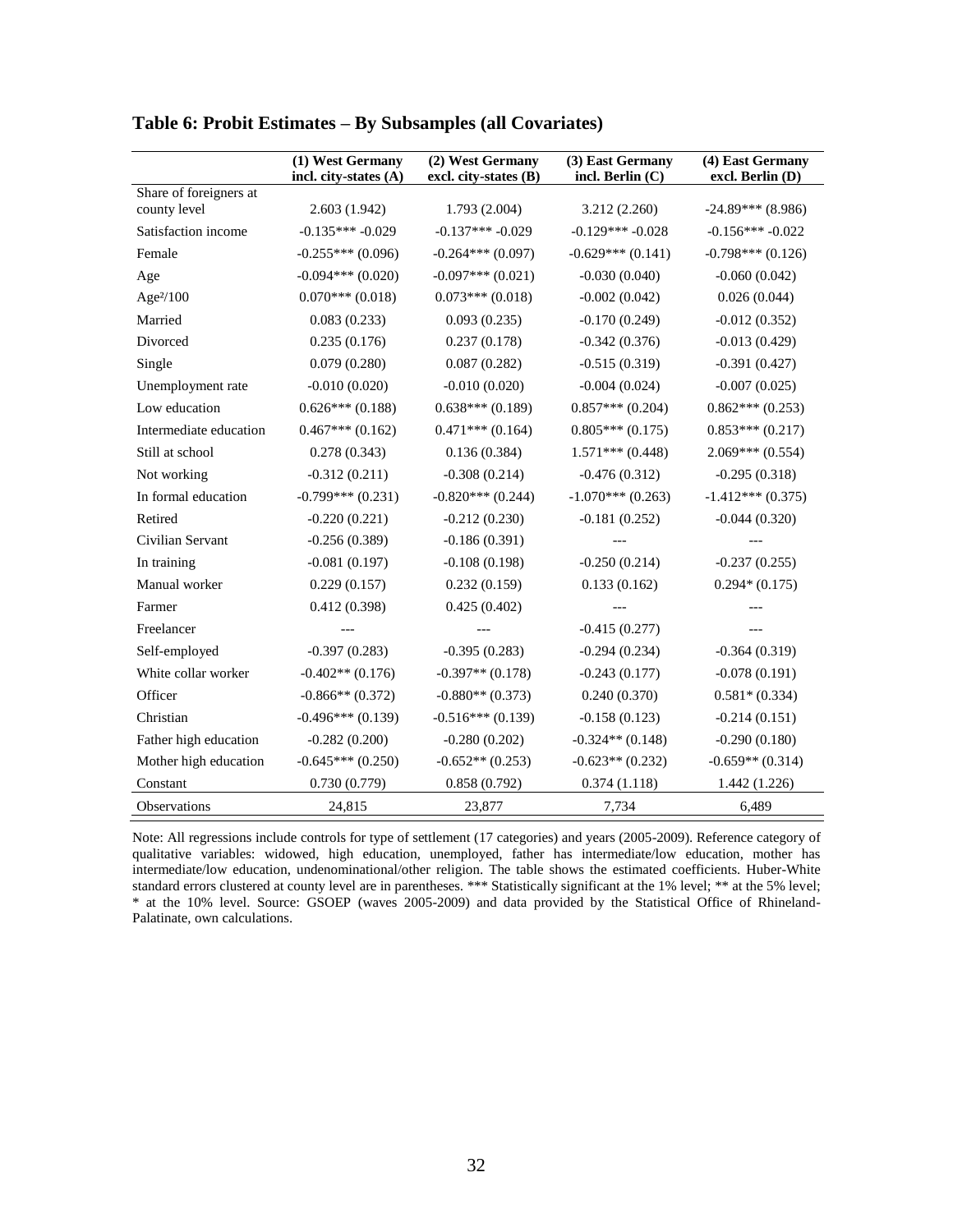# Table 6: Probit Estimates – By Subsamples (all Covariates)

| | (1) West Germany incl. city-states (A) | (2) West Germany excl. city-states (B) | (3) East Germany incl. Berlin (C) | (4) East Germany excl. Berlin (D) |
|---|---|---|---|---|
| Share of foreigners at county level | 2.603 (1.942) | 1.793 (2.004) | 3.212 (2.260) | -24.89*** (8.986) |
| Satisfaction income | -0.135*** -0.029 | -0.137*** -0.029 | -0.129*** -0.028 | -0.156*** -0.022 |
| Female | -0.255*** (0.096) | -0.264*** (0.097) | -0.629*** (0.141) | -0.798*** (0.126) |
| Age | -0.094*** (0.020) | -0.097*** (0.021) | -0.030 (0.040) | -0.060 (0.042) |
| Age²/100 | 0.070*** (0.018) | 0.073*** (0.018) | -0.002 (0.042) | 0.026 (0.044) |
| Married | 0.083 (0.233) | 0.093 (0.235) | -0.170 (0.249) | -0.012 (0.352) |
| Divorced | 0.235 (0.176) | 0.237 (0.178) | -0.342 (0.376) | -0.013 (0.429) |
| Single | 0.079 (0.280) | 0.087 (0.282) | -0.515 (0.319) | -0.391 (0.427) |
| Unemployment rate | -0.010 (0.020) | -0.010 (0.020) | -0.004 (0.024) | -0.007 (0.025) |
| Low education | 0.626*** (0.188) | 0.638*** (0.189) | 0.857*** (0.204) | 0.862*** (0.253) |
| Intermediate education | 0.467*** (0.162) | 0.471*** (0.164) | 0.805*** (0.175) | 0.853*** (0.217) |
| Still at school | 0.278 (0.343) | 0.136 (0.384) | 1.571*** (0.448) | 2.069*** (0.554) |
| Not working | -0.312 (0.211) | -0.308 (0.214) | -0.476 (0.312) | -0.295 (0.318) |
| In formal education | -0.799*** (0.231) | -0.820*** (0.244) | -1.070*** (0.263) | -1.412*** (0.375) |
| Retired | -0.220 (0.221) | -0.212 (0.230) | -0.181 (0.252) | -0.044 (0.320) |
| Civilian Servant | -0.256 (0.389) | -0.186 (0.391) | --- | --- |
| In training | -0.081 (0.197) | -0.108 (0.198) | -0.250 (0.214) | -0.237 (0.255) |
| Manual worker | 0.229 (0.157) | 0.232 (0.159) | 0.133 (0.162) | 0.294* (0.175) |
| Farmer | 0.412 (0.398) | 0.425 (0.402) | --- | --- |
| Freelancer | --- | --- | -0.415 (0.277) | --- |
| Self-employed | -0.397 (0.283) | -0.395 (0.283) | -0.294 (0.234) | -0.364 (0.319) |
| White collar worker | -0.402** (0.176) | -0.397** (0.178) | -0.243 (0.177) | -0.078 (0.191) |
| Officer | -0.866** (0.372) | -0.880** (0.373) | 0.240 (0.370) | 0.581* (0.334) |
| Christian | -0.496*** (0.139) | -0.516*** (0.139) | -0.158 (0.123) | -0.214 (0.151) |
| Father high education | -0.282 (0.200) | -0.280 (0.202) | -0.324** (0.148) | -0.290 (0.180) |
| Mother high education | -0.645*** (0.250) | -0.652** (0.253) | -0.623** (0.232) | -0.659** (0.314) |
| Constant | 0.730 (0.779) | 0.858 (0.792) | 0.374 (1.118) | 1.442 (1.226) |
| Observations | 24,815 | 23,877 | 7,734 | 6,489 |

Note: All regressions include controls for type of settlement (17 categories) and years (2005-2009). Reference category of qualitative variables: widowed, high education, unemployed, father has intermediate/low education, mother has intermediate/low education, undenominational/other religion. The table shows the estimated coefficients. Huber-White standard errors clustered at county level are in parentheses. *** Statistically significant at the 1% level; ** at the 5% level; * at the 10% level. Source: GSOEP (waves 2005-2009) and data provided by the Statistical Office of Rhineland-Palatinate, own calculations.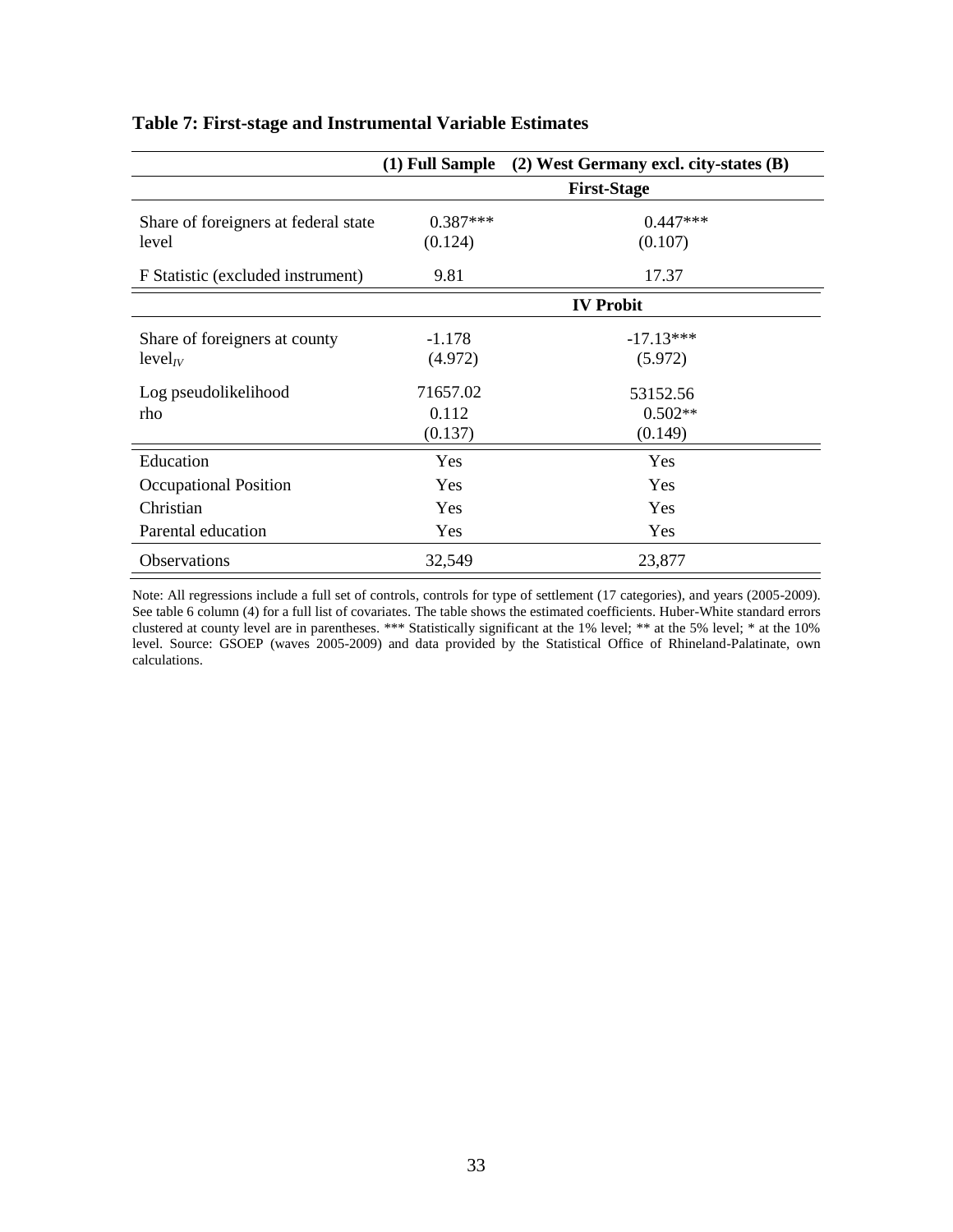**Table 7: First-stage and Instrumental Variable Estimates**

| | (1) Full Sample | (2) West Germany excl. city-states (B) |
|---|---|---|
| | **First-Stage** | |
| Share of foreigners at federal state level | 0.387*** | 0.447*** |
| | (0.124) | (0.107) |
| F Statistic (excluded instrument) | 9.81 | 17.37 |
| | **IV Probit** | |
| Share of foreigners at county level$_{IV}$ | -1.178 | -17.13*** |
| | (4.972) | (5.972) |
| Log pseudolikelihood | 71657.02 | 53152.56 |
| rho | 0.112 | 0.502** |
| | (0.137) | (0.149) |
| Education | Yes | Yes |
| Occupational Position | Yes | Yes |
| Christian | Yes | Yes |
| Parental education | Yes | Yes |
| Observations | 32,549 | 23,877 |

Note: All regressions include a full set of controls, controls for type of settlement (17 categories), and years (2005-2009). See table 6 column (4) for a full list of covariates. The table shows the estimated coefficients. Huber-White standard errors clustered at county level are in parentheses. *** Statistically significant at the 1% level; ** at the 5% level; * at the 10% level. Source: GSOEP (waves 2005-2009) and data provided by the Statistical Office of Rhineland-Palatinate, own calculations.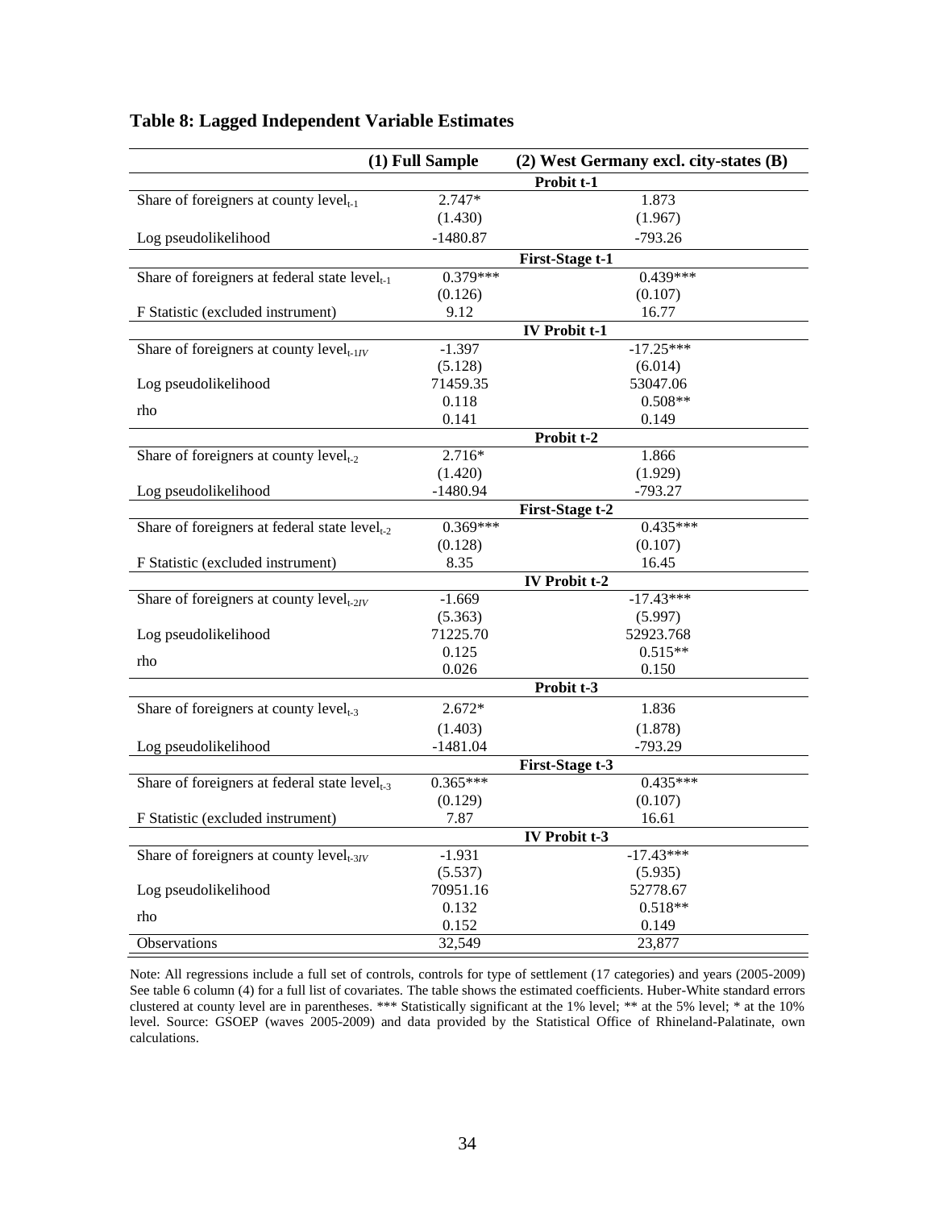## Table 8: Lagged Independent Variable Estimates

| | (1) Full Sample | (2) West Germany excl. city-states (B) |
|---|---|---|
| **Probit t-1** | | |
| Share of foreigners at county level$_{t-1}$ | 2.747* | 1.873 |
| | (1.430) | (1.967) |
| Log pseudolikelihood | -1480.87 | -793.26 |
| **First-Stage t-1** | | |
| Share of foreigners at federal state level$_{t-1}$ | 0.379*** | 0.439*** |
| | (0.126) | (0.107) |
| F Statistic (excluded instrument) | 9.12 | 16.77 |
| **IV Probit t-1** | | |
| Share of foreigners at county level$_{t-1IV}$ | -1.397 | -17.25*** |
| | (5.128) | (6.014) |
| Log pseudolikelihood | 71459.35 | 53047.06 |
| rho | 0.118 | 0.508** |
| | 0.141 | 0.149 |
| **Probit t-2** | | |
| Share of foreigners at county level$_{t-2}$ | 2.716* | 1.866 |
| | (1.420) | (1.929) |
| Log pseudolikelihood | -1480.94 | -793.27 |
| **First-Stage t-2** | | |
| Share of foreigners at federal state level$_{t-2}$ | 0.369*** | 0.435*** |
| | (0.128) | (0.107) |
| F Statistic (excluded instrument) | 8.35 | 16.45 |
| **IV Probit t-2** | | |
| Share of foreigners at county level$_{t-2IV}$ | -1.669 | -17.43*** |
| | (5.363) | (5.997) |
| Log pseudolikelihood | 71225.70 | 52923.768 |
| rho | 0.125 | 0.515** |
| | 0.026 | 0.150 |
| **Probit t-3** | | |
| Share of foreigners at county level$_{t-3}$ | 2.672* | 1.836 |
| | (1.403) | (1.878) |
| Log pseudolikelihood | -1481.04 | -793.29 |
| **First-Stage t-3** | | |
| Share of foreigners at federal state level$_{t-3}$ | 0.365*** | 0.435*** |
| | (0.129) | (0.107) |
| F Statistic (excluded instrument) | 7.87 | 16.61 |
| **IV Probit t-3** | | |
| Share of foreigners at county level$_{t-3IV}$ | -1.931 | -17.43*** |
| | (5.537) | (5.935) |
| Log pseudolikelihood | 70951.16 | 52778.67 |
| rho | 0.132 | 0.518** |
| | 0.152 | 0.149 |
| Observations | 32,549 | 23,877 |

Note: All regressions include a full set of controls, controls for type of settlement (17 categories) and years (2005-2009) See table 6 column (4) for a full list of covariates. The table shows the estimated coefficients. Huber-White standard errors clustered at county level are in parentheses. *** Statistically significant at the 1% level; ** at the 5% level; * at the 10% level. Source: GSOEP (waves 2005-2009) and data provided by the Statistical Office of Rhineland-Palatinate, own calculations.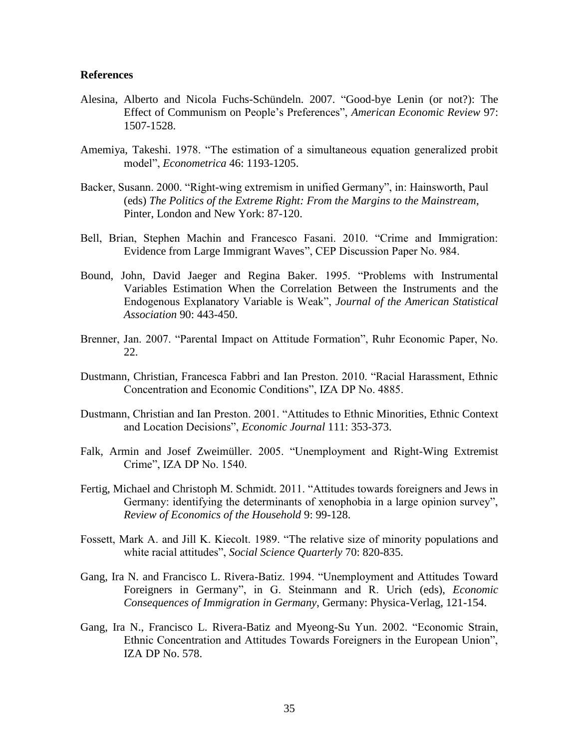**References**

Alesina, Alberto and Nicola Fuchs-Schündeln. 2007. "Good-bye Lenin (or not?): The Effect of Communism on People's Preferences", *American Economic Review* 97: 1507-1528.

Amemiya, Takeshi. 1978. "The estimation of a simultaneous equation generalized probit model", *Econometrica* 46: 1193-1205.

Backer, Susann. 2000. "Right-wing extremism in unified Germany", in: Hainsworth, Paul (eds) *The Politics of the Extreme Right: From the Margins to the Mainstream*, Pinter, London and New York: 87-120.

Bell, Brian, Stephen Machin and Francesco Fasani. 2010. "Crime and Immigration: Evidence from Large Immigrant Waves", CEP Discussion Paper No. 984.

Bound, John, David Jaeger and Regina Baker. 1995. "Problems with Instrumental Variables Estimation When the Correlation Between the Instruments and the Endogenous Explanatory Variable is Weak", *Journal of the American Statistical Association* 90: 443-450.

Brenner, Jan. 2007. "Parental Impact on Attitude Formation", Ruhr Economic Paper, No. 22.

Dustmann, Christian, Francesca Fabbri and Ian Preston. 2010. "Racial Harassment, Ethnic Concentration and Economic Conditions", IZA DP No. 4885.

Dustmann, Christian and Ian Preston. 2001. "Attitudes to Ethnic Minorities, Ethnic Context and Location Decisions", *Economic Journal* 111: 353-373.

Falk, Armin and Josef Zweimüller. 2005. "Unemployment and Right-Wing Extremist Crime", IZA DP No. 1540.

Fertig, Michael and Christoph M. Schmidt. 2011. "Attitudes towards foreigners and Jews in Germany: identifying the determinants of xenophobia in a large opinion survey", *Review of Economics of the Household* 9: 99-128.

Fossett, Mark A. and Jill K. Kiecolt. 1989. "The relative size of minority populations and white racial attitudes", *Social Science Quarterly* 70: 820-835.

Gang, Ira N. and Francisco L. Rivera-Batiz. 1994. "Unemployment and Attitudes Toward Foreigners in Germany", in G. Steinmann and R. Urich (eds), *Economic Consequences of Immigration in Germany*, Germany: Physica-Verlag, 121-154.

Gang, Ira N., Francisco L. Rivera-Batiz and Myeong-Su Yun. 2002. "Economic Strain, Ethnic Concentration and Attitudes Towards Foreigners in the European Union", IZA DP No. 578.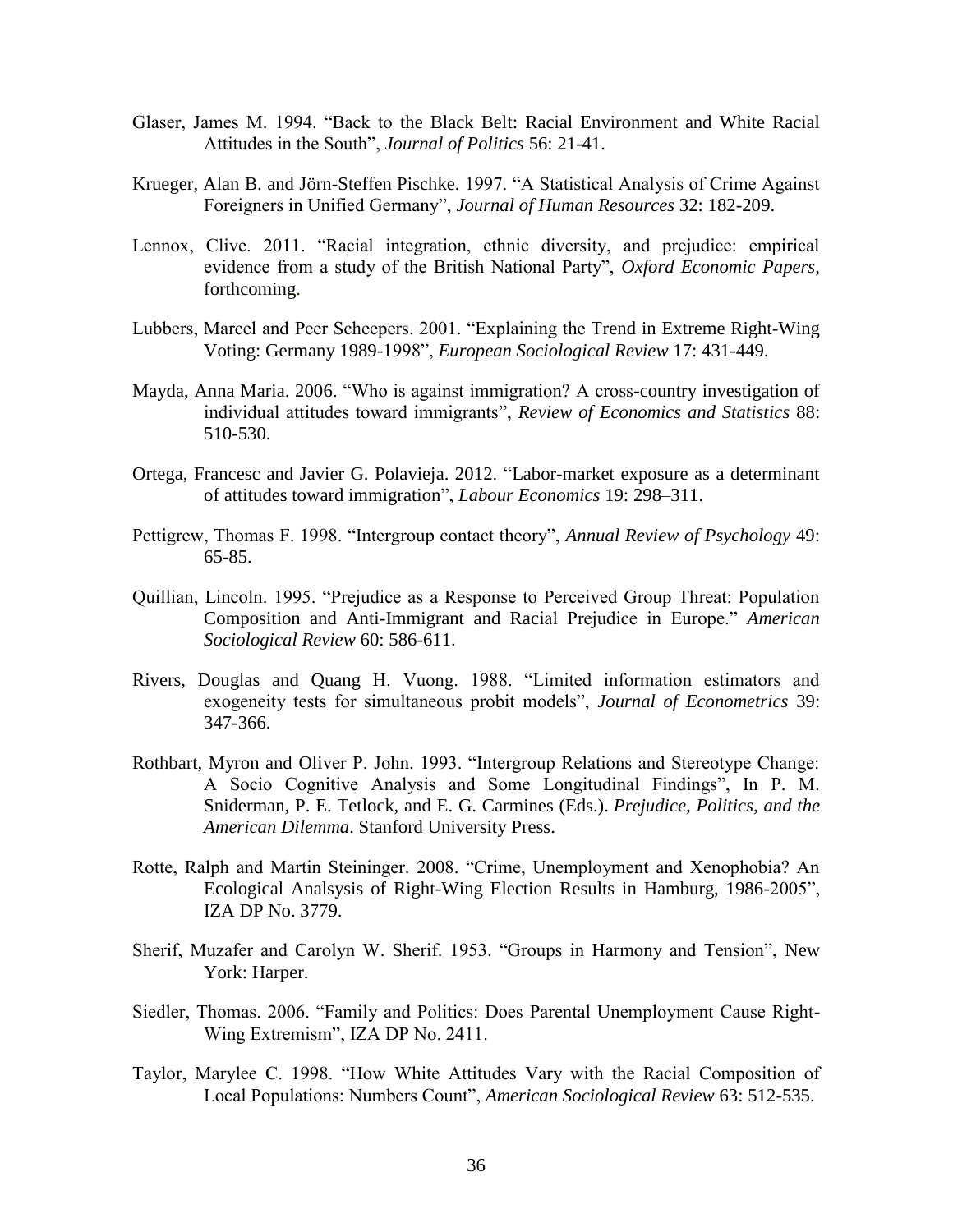Glaser, James M. 1994. "Back to the Black Belt: Racial Environment and White Racial Attitudes in the South", *Journal of Politics* 56: 21-41.

Krueger, Alan B. and Jörn-Steffen Pischke. 1997. "A Statistical Analysis of Crime Against Foreigners in Unified Germany", *Journal of Human Resources* 32: 182-209.

Lennox, Clive. 2011. "Racial integration, ethnic diversity, and prejudice: empirical evidence from a study of the British National Party", *Oxford Economic Papers*, forthcoming.

Lubbers, Marcel and Peer Scheepers. 2001. "Explaining the Trend in Extreme Right-Wing Voting: Germany 1989-1998", *European Sociological Review* 17: 431-449.

Mayda, Anna Maria. 2006. "Who is against immigration? A cross-country investigation of individual attitudes toward immigrants", *Review of Economics and Statistics* 88: 510-530.

Ortega, Francesc and Javier G. Polavieja. 2012. "Labor-market exposure as a determinant of attitudes toward immigration", *Labour Economics* 19: 298–311.

Pettigrew, Thomas F. 1998. "Intergroup contact theory", *Annual Review of Psychology* 49: 65-85.

Quillian, Lincoln. 1995. "Prejudice as a Response to Perceived Group Threat: Population Composition and Anti-Immigrant and Racial Prejudice in Europe." *American Sociological Review* 60: 586-611.

Rivers, Douglas and Quang H. Vuong. 1988. "Limited information estimators and exogeneity tests for simultaneous probit models", *Journal of Econometrics* 39: 347-366.

Rothbart, Myron and Oliver P. John. 1993. "Intergroup Relations and Stereotype Change: A Socio Cognitive Analysis and Some Longitudinal Findings", In P. M. Sniderman, P. E. Tetlock, and E. G. Carmines (Eds.). *Prejudice, Politics, and the American Dilemma*. Stanford University Press.

Rotte, Ralph and Martin Steininger. 2008. "Crime, Unemployment and Xenophobia? An Ecological Analsysis of Right-Wing Election Results in Hamburg, 1986-2005", IZA DP No. 3779.

Sherif, Muzafer and Carolyn W. Sherif. 1953. "Groups in Harmony and Tension", New York: Harper.

Siedler, Thomas. 2006. "Family and Politics: Does Parental Unemployment Cause Right-Wing Extremism", IZA DP No. 2411.

Taylor, Marylee C. 1998. "How White Attitudes Vary with the Racial Composition of Local Populations: Numbers Count", *American Sociological Review* 63: 512-535.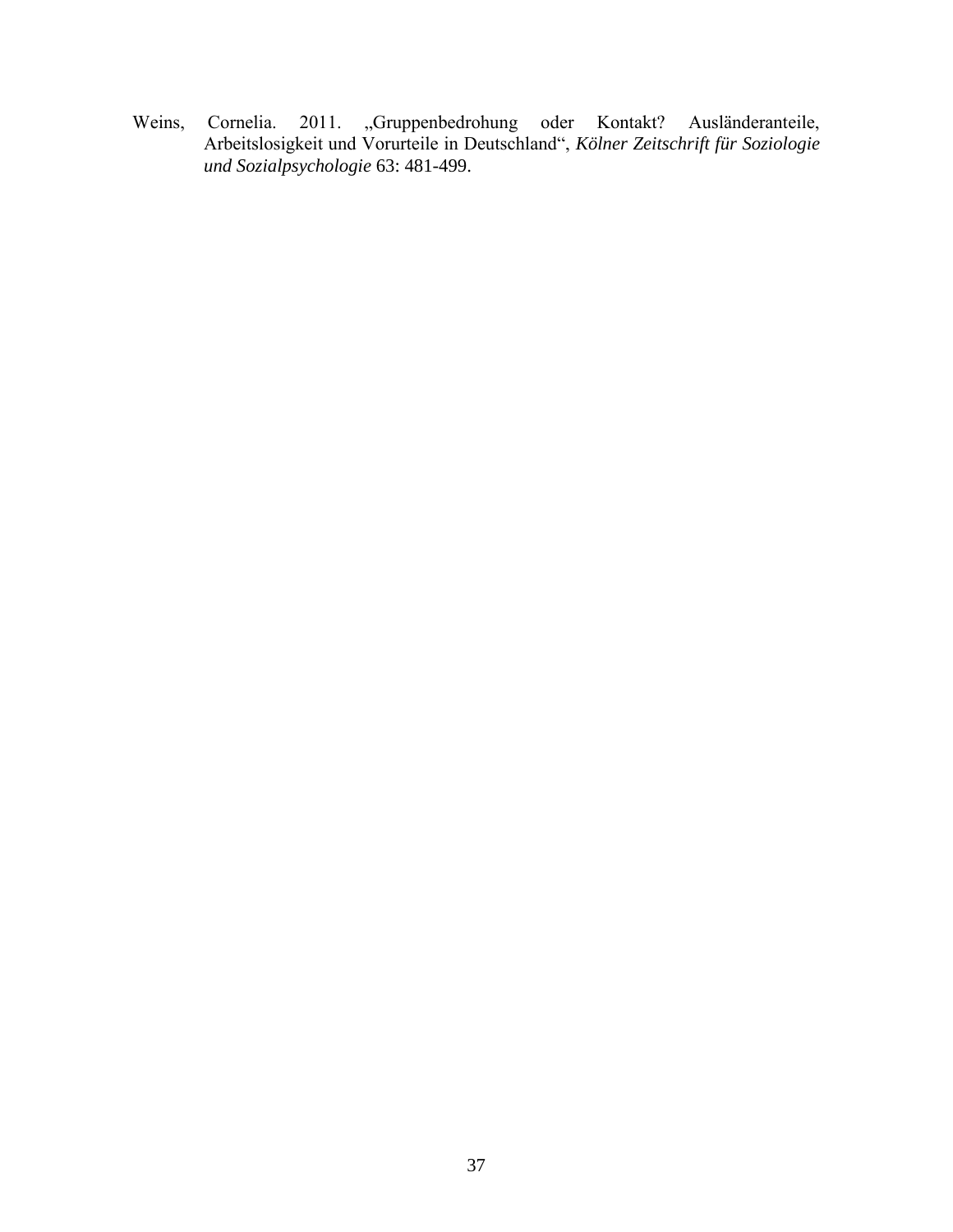Weins, Cornelia. 2011. „Gruppenbedrohung oder Kontakt? Ausländeranteile, Arbeitslosigkeit und Vorurteile in Deutschland“, *Kölner Zeitschrift für Soziologie und Sozialpsychologie* 63: 481-499.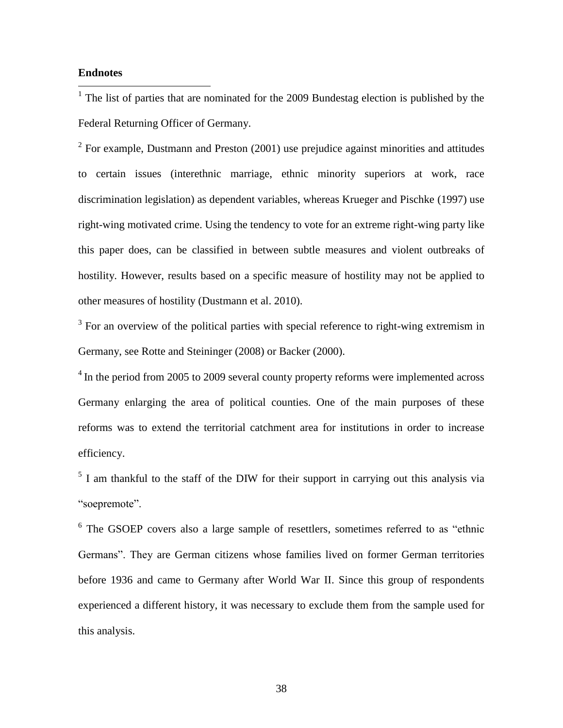**Endnotes**

[1] The list of parties that are nominated for the 2009 Bundestag election is published by the Federal Returning Officer of Germany.

[2] For example, Dustmann and Preston (2001) use prejudice against minorities and attitudes to certain issues (interethnic marriage, ethnic minority superiors at work, race discrimination legislation) as dependent variables, whereas Krueger and Pischke (1997) use right-wing motivated crime. Using the tendency to vote for an extreme right-wing party like this paper does, can be classified in between subtle measures and violent outbreaks of hostility. However, results based on a specific measure of hostility may not be applied to other measures of hostility (Dustmann et al. 2010).

[3] For an overview of the political parties with special reference to right-wing extremism in Germany, see Rotte and Steininger (2008) or Backer (2000).

[4] In the period from 2005 to 2009 several county property reforms were implemented across Germany enlarging the area of political counties. One of the main purposes of these reforms was to extend the territorial catchment area for institutions in order to increase efficiency.

[5] I am thankful to the staff of the DIW for their support in carrying out this analysis via "soepremote".

[6] The GSOEP covers also a large sample of resettlers, sometimes referred to as "ethnic Germans". They are German citizens whose families lived on former German territories before 1936 and came to Germany after World War II. Since this group of respondents experienced a different history, it was necessary to exclude them from the sample used for this analysis.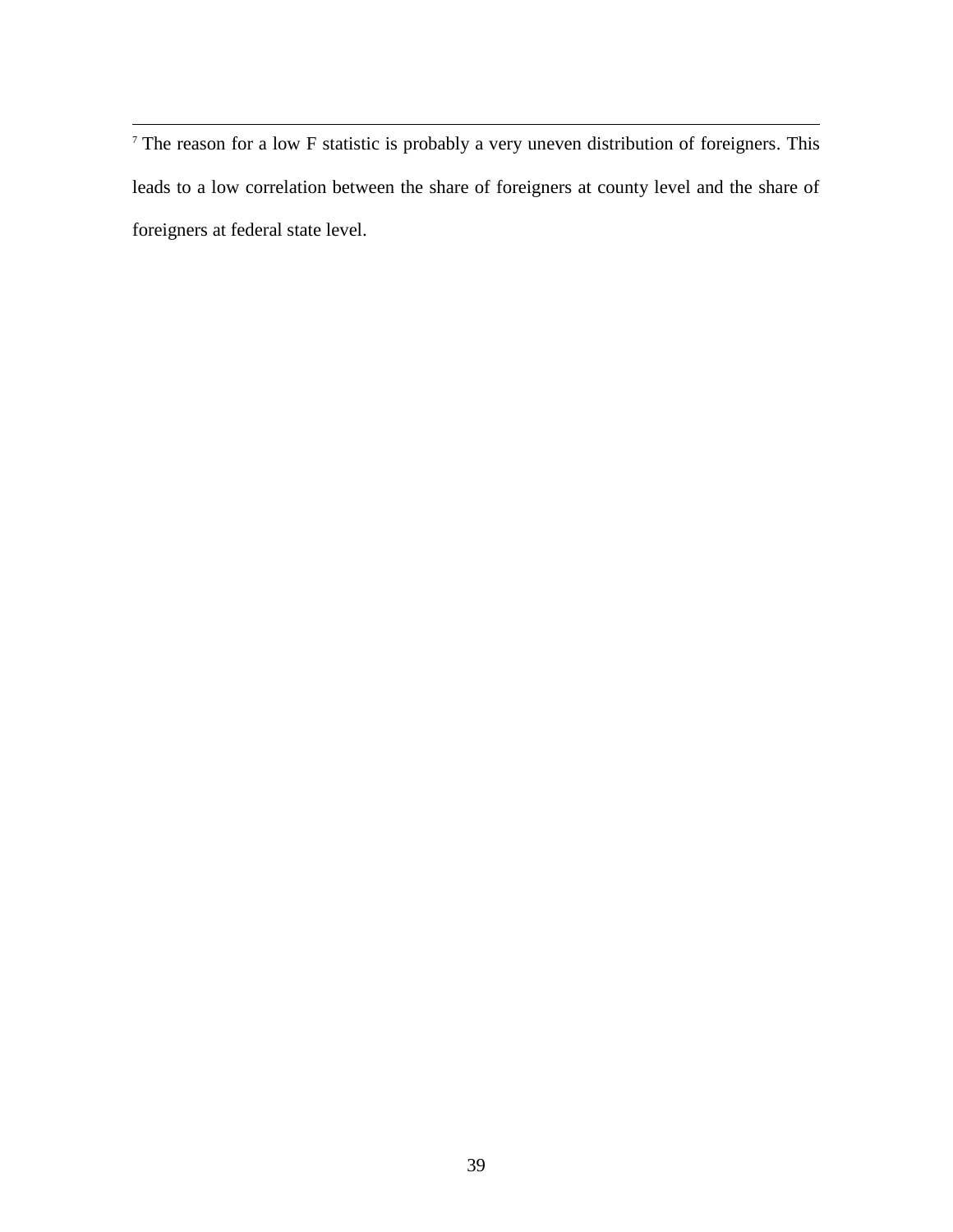[7] The reason for a low F statistic is probably a very uneven distribution of foreigners. This leads to a low correlation between the share of foreigners at county level and the share of foreigners at federal state level.